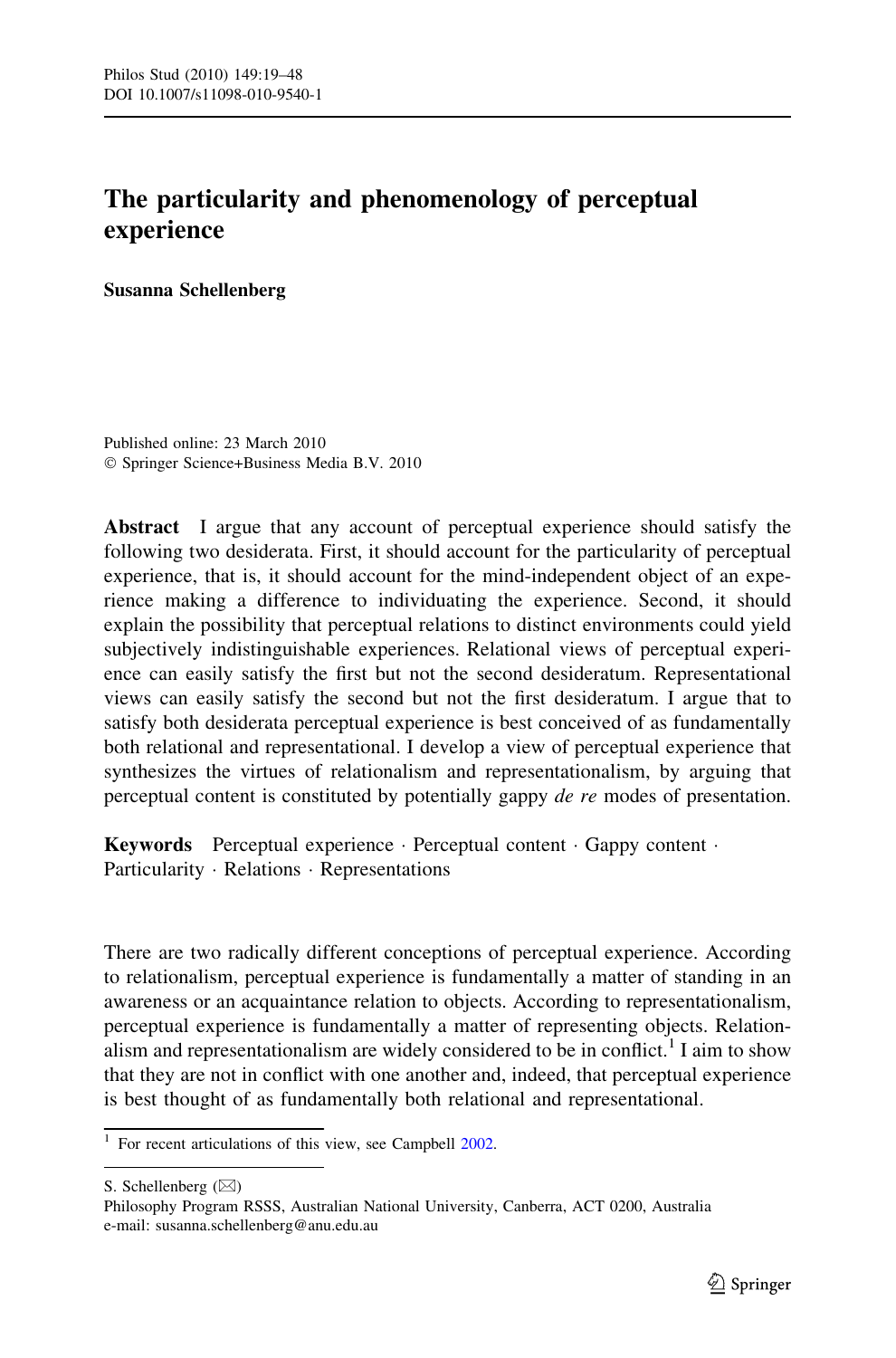# The particularity and phenomenology of perceptual experience

**Susanna Schellenberg**

Published online: 23 March 2010
© Springer Science+Business Media B.V. 2010

**Abstract** I argue that any account of perceptual experience should satisfy the following two desiderata. First, it should account for the particularity of perceptual experience, that is, it should account for the mind-independent object of an experience making a difference to individuating the experience. Second, it should explain the possibility that perceptual relations to distinct environments could yield subjectively indistinguishable experiences. Relational views of perceptual experience can easily satisfy the first but not the second desideratum. Representational views can easily satisfy the second but not the first desideratum. I argue that to satisfy both desiderata perceptual experience is best conceived of as fundamentally both relational and representational. I develop a view of perceptual experience that synthesizes the virtues of relationalism and representationalism, by arguing that perceptual content is constituted by potentially gappy *de re* modes of presentation.

**Keywords** Perceptual experience · Perceptual content · Gappy content · Particularity · Relations · Representations

There are two radically different conceptions of perceptual experience. According to relationalism, perceptual experience is fundamentally a matter of standing in an awareness or an acquaintance relation to objects. According to representationalism, perceptual experience is fundamentally a matter of representing objects. Relationalism and representationalism are widely considered to be in conflict.[1] I aim to show that they are not in conflict with one another and, indeed, that perceptual experience is best thought of as fundamentally both relational and representational.

[1] For recent articulations of this view, see Campbell 2002.

S. Schellenberg (✉)
Philosophy Program RSSS, Australian National University, Canberra, ACT 0200, Australia
e-mail: susanna.schellenberg@anu.edu.au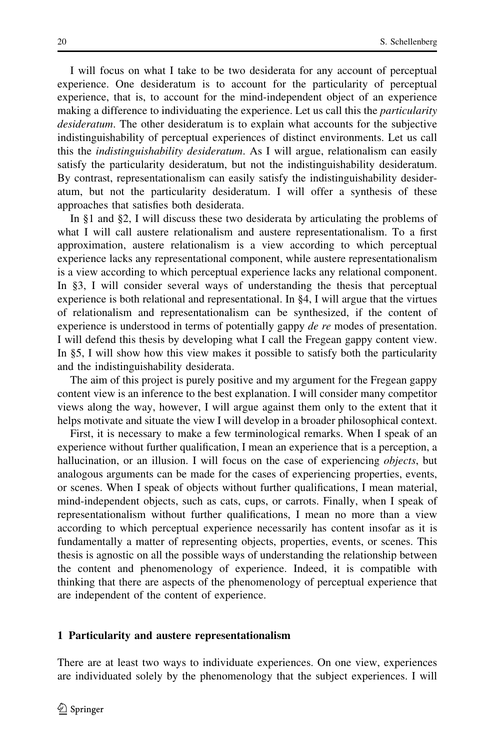I will focus on what I take to be two desiderata for any account of perceptual experience. One desideratum is to account for the particularity of perceptual experience, that is, to account for the mind-independent object of an experience making a difference to individuating the experience. Let us call this the *particularity desideratum*. The other desideratum is to explain what accounts for the subjective indistinguishability of perceptual experiences of distinct environments. Let us call this the *indistinguishability desideratum*. As I will argue, relationalism can easily satisfy the particularity desideratum, but not the indistinguishability desideratum. By contrast, representationalism can easily satisfy the indistinguishability desideratum, but not the particularity desideratum. I will offer a synthesis of these approaches that satisfies both desiderata.

In §1 and §2, I will discuss these two desiderata by articulating the problems of what I will call austere relationalism and austere representationalism. To a first approximation, austere relationalism is a view according to which perceptual experience lacks any representational component, while austere representationalism is a view according to which perceptual experience lacks any relational component. In §3, I will consider several ways of understanding the thesis that perceptual experience is both relational and representational. In §4, I will argue that the virtues of relationalism and representationalism can be synthesized, if the content of experience is understood in terms of potentially gappy *de re* modes of presentation. I will defend this thesis by developing what I call the Fregean gappy content view. In §5, I will show how this view makes it possible to satisfy both the particularity and the indistinguishability desiderata.

The aim of this project is purely positive and my argument for the Fregean gappy content view is an inference to the best explanation. I will consider many competitor views along the way, however, I will argue against them only to the extent that it helps motivate and situate the view I will develop in a broader philosophical context.

First, it is necessary to make a few terminological remarks. When I speak of an experience without further qualification, I mean an experience that is a perception, a hallucination, or an illusion. I will focus on the case of experiencing *objects*, but analogous arguments can be made for the cases of experiencing properties, events, or scenes. When I speak of objects without further qualifications, I mean material, mind-independent objects, such as cats, cups, or carrots. Finally, when I speak of representationalism without further qualifications, I mean no more than a view according to which perceptual experience necessarily has content insofar as it is fundamentally a matter of representing objects, properties, events, or scenes. This thesis is agnostic on all the possible ways of understanding the relationship between the content and phenomenology of experience. Indeed, it is compatible with thinking that there are aspects of the phenomenology of perceptual experience that are independent of the content of experience.

## 1 Particularity and austere representationalism

There are at least two ways to individuate experiences. On one view, experiences are individuated solely by the phenomenology that the subject experiences. I will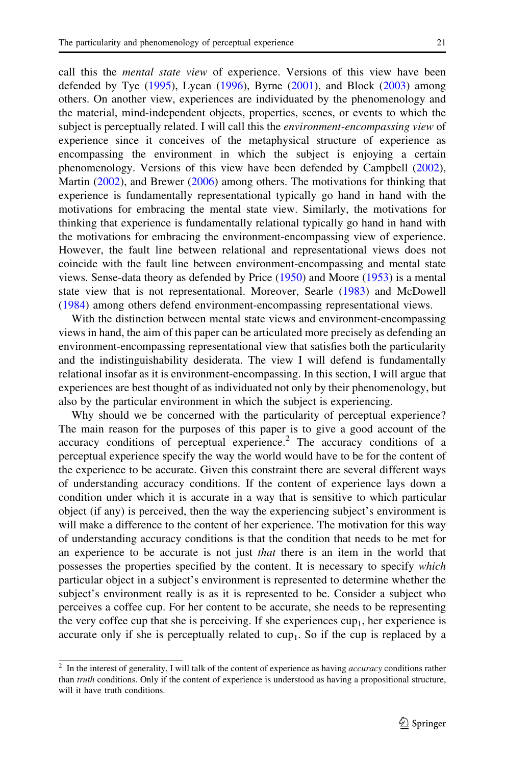call this the *mental state view* of experience. Versions of this view have been defended by Tye (1995), Lycan (1996), Byrne (2001), and Block (2003) among others. On another view, experiences are individuated by the phenomenology and the material, mind-independent objects, properties, scenes, or events to which the subject is perceptually related. I will call this the *environment-encompassing view* of experience since it conceives of the metaphysical structure of experience as encompassing the environment in which the subject is enjoying a certain phenomenology. Versions of this view have been defended by Campbell (2002), Martin (2002), and Brewer (2006) among others. The motivations for thinking that experience is fundamentally representational typically go hand in hand with the motivations for embracing the mental state view. Similarly, the motivations for thinking that experience is fundamentally relational typically go hand in hand with the motivations for embracing the environment-encompassing view of experience. However, the fault line between relational and representational views does not coincide with the fault line between environment-encompassing and mental state views. Sense-data theory as defended by Price (1950) and Moore (1953) is a mental state view that is not representational. Moreover, Searle (1983) and McDowell (1984) among others defend environment-encompassing representational views.

With the distinction between mental state views and environment-encompassing views in hand, the aim of this paper can be articulated more precisely as defending an environment-encompassing representational view that satisfies both the particularity and the indistinguishability desiderata. The view I will defend is fundamentally relational insofar as it is environment-encompassing. In this section, I will argue that experiences are best thought of as individuated not only by their phenomenology, but also by the particular environment in which the subject is experiencing.

Why should we be concerned with the particularity of perceptual experience? The main reason for the purposes of this paper is to give a good account of the accuracy conditions of perceptual experience.[2] The accuracy conditions of a perceptual experience specify the way the world would have to be for the content of the experience to be accurate. Given this constraint there are several different ways of understanding accuracy conditions. If the content of experience lays down a condition under which it is accurate in a way that is sensitive to which particular object (if any) is perceived, then the way the experiencing subject's environment is will make a difference to the content of her experience. The motivation for this way of understanding accuracy conditions is that the condition that needs to be met for an experience to be accurate is not just *that* there is an item in the world that possesses the properties specified by the content. It is necessary to specify *which* particular object in a subject's environment is represented to determine whether the subject's environment really is as it is represented to be. Consider a subject who perceives a coffee cup. For her content to be accurate, she needs to be representing the very coffee cup that she is perceiving. If she experiences $\text{cup}_1$, her experience is accurate only if she is perceptually related to $\text{cup}_1$. So if the cup is replaced by a

[2] In the interest of generality, I will talk of the content of experience as having *accuracy* conditions rather than *truth* conditions. Only if the content of experience is understood as having a propositional structure, will it have truth conditions.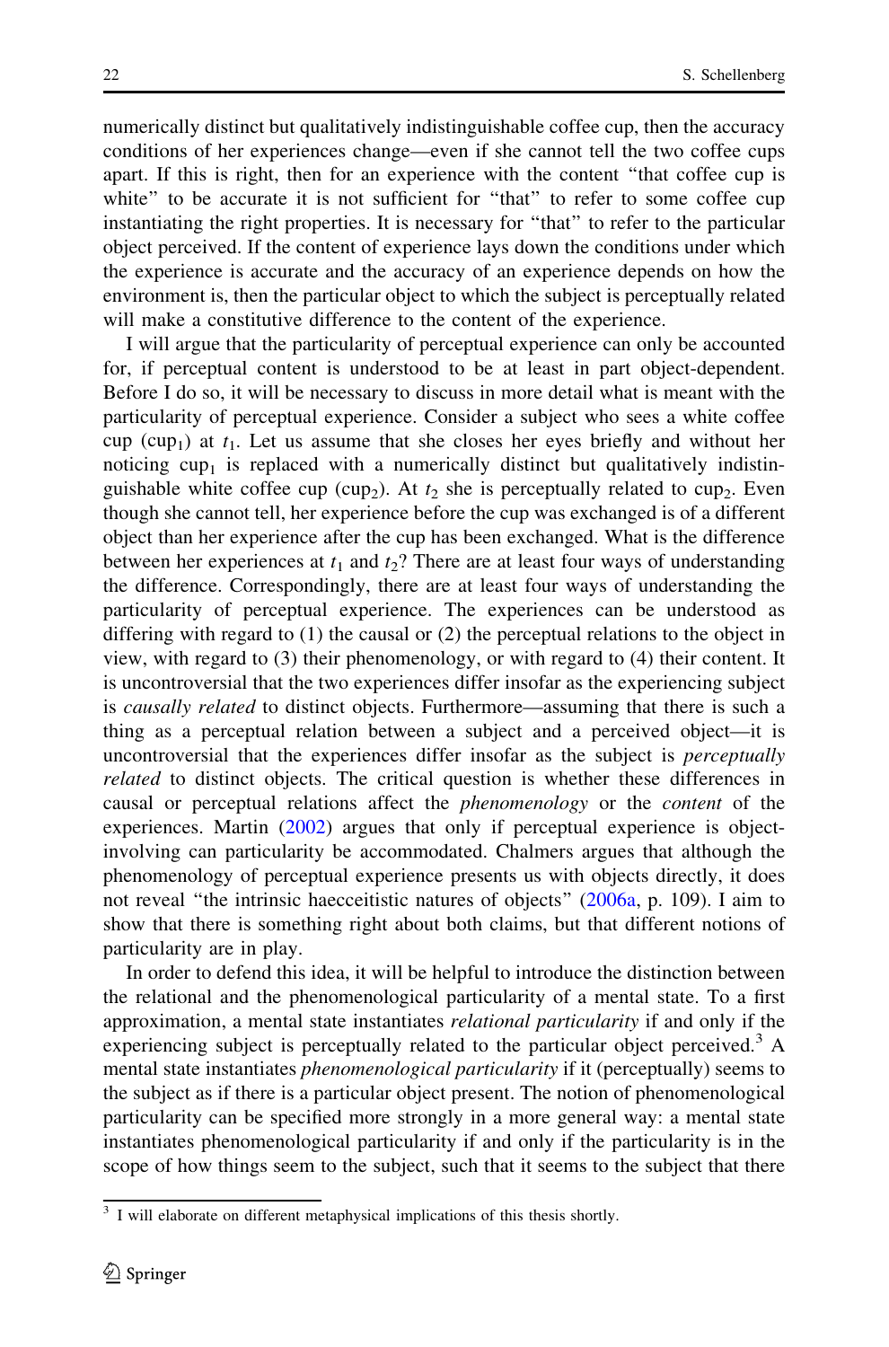numerically distinct but qualitatively indistinguishable coffee cup, then the accuracy conditions of her experiences change—even if she cannot tell the two coffee cups apart. If this is right, then for an experience with the content "that coffee cup is white" to be accurate it is not sufficient for "that" to refer to some coffee cup instantiating the right properties. It is necessary for "that" to refer to the particular object perceived. If the content of experience lays down the conditions under which the experience is accurate and the accuracy of an experience depends on how the environment is, then the particular object to which the subject is perceptually related will make a constitutive difference to the content of the experience.

I will argue that the particularity of perceptual experience can only be accounted for, if perceptual content is understood to be at least in part object-dependent. Before I do so, it will be necessary to discuss in more detail what is meant with the particularity of perceptual experience. Consider a subject who sees a white coffee cup ($\text{cup}_1$) at $t_1$. Let us assume that she closes her eyes briefly and without her noticing $\text{cup}_1$ is replaced with a numerically distinct but qualitatively indistinguishable white coffee cup ($\text{cup}_2$). At $t_2$ she is perceptually related to $\text{cup}_2$. Even though she cannot tell, her experience before the cup was exchanged is of a different object than her experience after the cup has been exchanged. What is the difference between her experiences at $t_1$ and $t_2$? There are at least four ways of understanding the difference. Correspondingly, there are at least four ways of understanding the particularity of perceptual experience. The experiences can be understood as differing with regard to (1) the causal or (2) the perceptual relations to the object in view, with regard to (3) their phenomenology, or with regard to (4) their content. It is uncontroversial that the two experiences differ insofar as the experiencing subject is *causally related* to distinct objects. Furthermore—assuming that there is such a thing as a perceptual relation between a subject and a perceived object—it is uncontroversial that the experiences differ insofar as the subject is *perceptually related* to distinct objects. The critical question is whether these differences in causal or perceptual relations affect the *phenomenology* or the *content* of the experiences. Martin (2002) argues that only if perceptual experience is object-involving can particularity be accommodated. Chalmers argues that although the phenomenology of perceptual experience presents us with objects directly, it does not reveal "the intrinsic haecceitistic natures of objects" (2006a, p. 109). I aim to show that there is something right about both claims, but that different notions of particularity are in play.

In order to defend this idea, it will be helpful to introduce the distinction between the relational and the phenomenological particularity of a mental state. To a first approximation, a mental state instantiates *relational particularity* if and only if the experiencing subject is perceptually related to the particular object perceived.[3] A mental state instantiates *phenomenological particularity* if it (perceptually) seems to the subject as if there is a particular object present. The notion of phenomenological particularity can be specified more strongly in a more general way: a mental state instantiates phenomenological particularity if and only if the particularity is in the scope of how things seem to the subject, such that it seems to the subject that there

[3] I will elaborate on different metaphysical implications of this thesis shortly.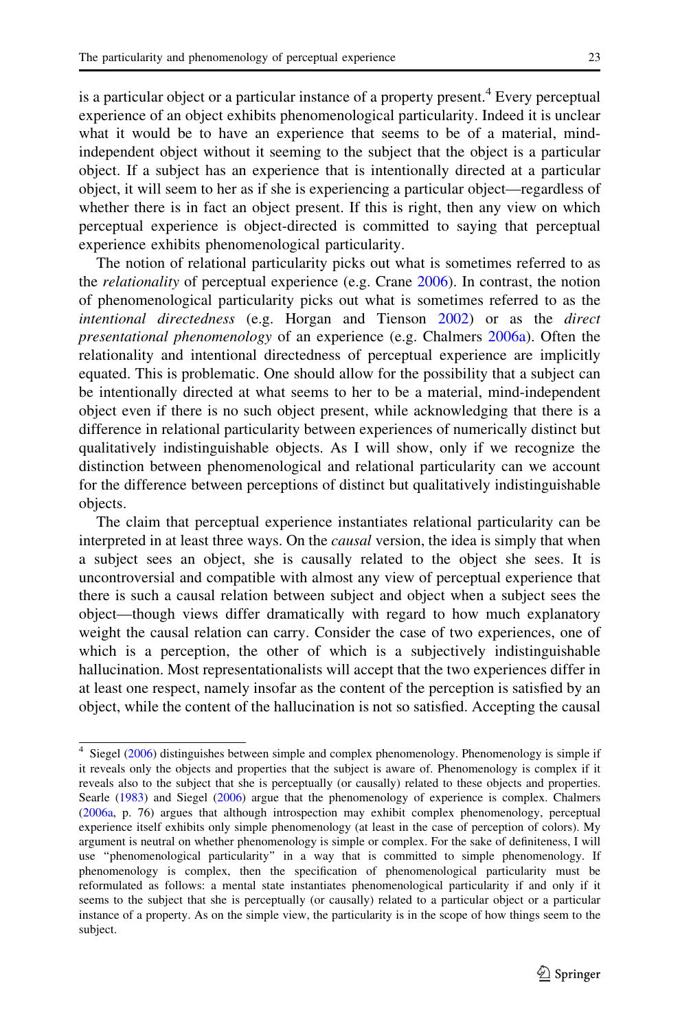is a particular object or a particular instance of a property present.[4] Every perceptual experience of an object exhibits phenomenological particularity. Indeed it is unclear what it would be to have an experience that seems to be of a material, mind-independent object without it seeming to the subject that the object is a particular object. If a subject has an experience that is intentionally directed at a particular object, it will seem to her as if she is experiencing a particular object—regardless of whether there is in fact an object present. If this is right, then any view on which perceptual experience is object-directed is committed to saying that perceptual experience exhibits phenomenological particularity.

The notion of relational particularity picks out what is sometimes referred to as the *relationality* of perceptual experience (e.g. Crane 2006). In contrast, the notion of phenomenological particularity picks out what is sometimes referred to as the *intentional directedness* (e.g. Horgan and Tienson 2002) or as the *direct presentational phenomenology* of an experience (e.g. Chalmers 2006a). Often the relationality and intentional directedness of perceptual experience are implicitly equated. This is problematic. One should allow for the possibility that a subject can be intentionally directed at what seems to her to be a material, mind-independent object even if there is no such object present, while acknowledging that there is a difference in relational particularity between experiences of numerically distinct but qualitatively indistinguishable objects. As I will show, only if we recognize the distinction between phenomenological and relational particularity can we account for the difference between perceptions of distinct but qualitatively indistinguishable objects.

The claim that perceptual experience instantiates relational particularity can be interpreted in at least three ways. On the *causal* version, the idea is simply that when a subject sees an object, she is causally related to the object she sees. It is uncontroversial and compatible with almost any view of perceptual experience that there is such a causal relation between subject and object when a subject sees the object—though views differ dramatically with regard to how much explanatory weight the causal relation can carry. Consider the case of two experiences, one of which is a perception, the other of which is a subjectively indistinguishable hallucination. Most representationalists will accept that the two experiences differ in at least one respect, namely insofar as the content of the perception is satisfied by an object, while the content of the hallucination is not so satisfied. Accepting the causal

---

[4] Siegel (2006) distinguishes between simple and complex phenomenology. Phenomenology is simple if it reveals only the objects and properties that the subject is aware of. Phenomenology is complex if it reveals also to the subject that she is perceptually (or causally) related to these objects and properties. Searle (1983) and Siegel (2006) argue that the phenomenology of experience is complex. Chalmers (2006a, p. 76) argues that although introspection may exhibit complex phenomenology, perceptual experience itself exhibits only simple phenomenology (at least in the case of perception of colors). My argument is neutral on whether phenomenology is simple or complex. For the sake of definiteness, I will use "phenomenological particularity" in a way that is committed to simple phenomenology. If phenomenology is complex, then the specification of phenomenological particularity must be reformulated as follows: a mental state instantiates phenomenological particularity if and only if it seems to the subject that she is perceptually (or causally) related to a particular object or a particular instance of a property. As on the simple view, the particularity is in the scope of how things seem to the subject.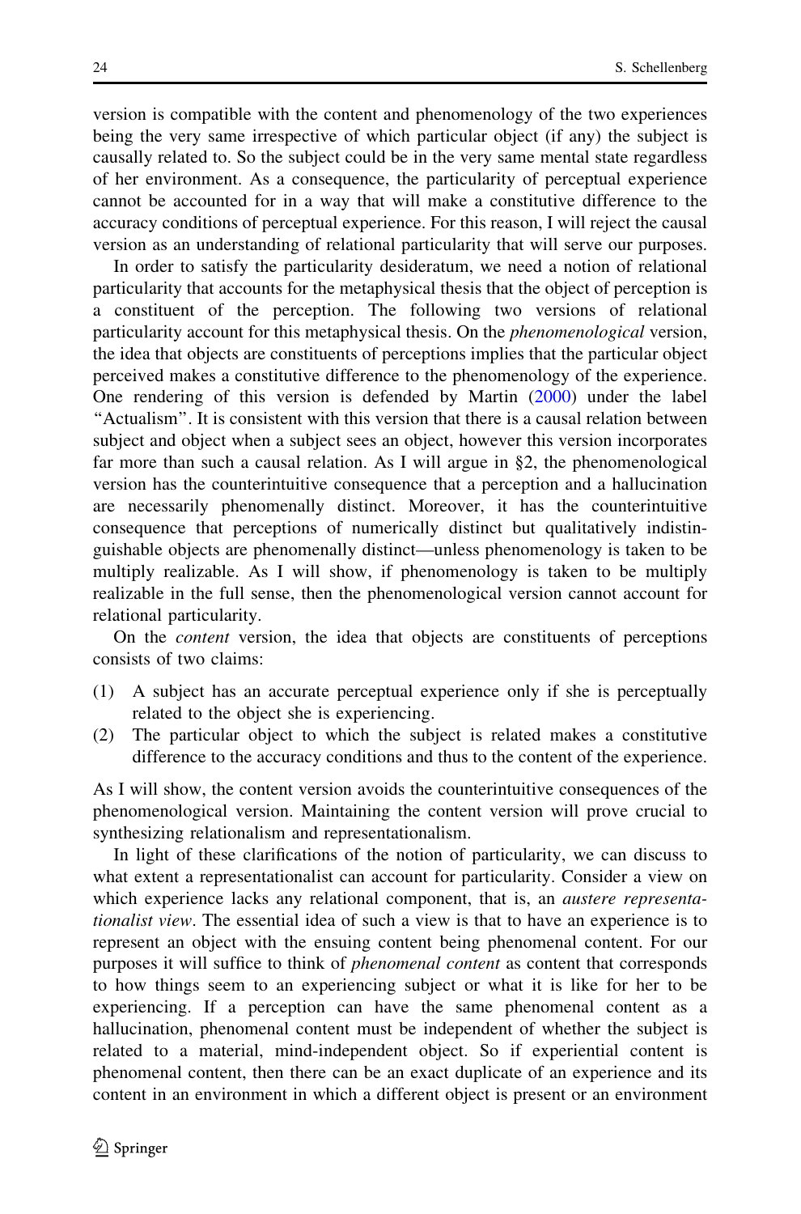version is compatible with the content and phenomenology of the two experiences being the very same irrespective of which particular object (if any) the subject is causally related to. So the subject could be in the very same mental state regardless of her environment. As a consequence, the particularity of perceptual experience cannot be accounted for in a way that will make a constitutive difference to the accuracy conditions of perceptual experience. For this reason, I will reject the causal version as an understanding of relational particularity that will serve our purposes.

In order to satisfy the particularity desideratum, we need a notion of relational particularity that accounts for the metaphysical thesis that the object of perception is a constituent of the perception. The following two versions of relational particularity account for this metaphysical thesis. On the *phenomenological* version, the idea that objects are constituents of perceptions implies that the particular object perceived makes a constitutive difference to the phenomenology of the experience. One rendering of this version is defended by Martin (2000) under the label "Actualism". It is consistent with this version that there is a causal relation between subject and object when a subject sees an object, however this version incorporates far more than such a causal relation. As I will argue in §2, the phenomenological version has the counterintuitive consequence that a perception and a hallucination are necessarily phenomenally distinct. Moreover, it has the counterintuitive consequence that perceptions of numerically distinct but qualitatively indistinguishable objects are phenomenally distinct—unless phenomenology is taken to be multiply realizable. As I will show, if phenomenology is taken to be multiply realizable in the full sense, then the phenomenological version cannot account for relational particularity.

On the *content* version, the idea that objects are constituents of perceptions consists of two claims:

(1) A subject has an accurate perceptual experience only if she is perceptually related to the object she is experiencing.
(2) The particular object to which the subject is related makes a constitutive difference to the accuracy conditions and thus to the content of the experience.

As I will show, the content version avoids the counterintuitive consequences of the phenomenological version. Maintaining the content version will prove crucial to synthesizing relationalism and representationalism.

In light of these clarifications of the notion of particularity, we can discuss to what extent a representationalist can account for particularity. Consider a view on which experience lacks any relational component, that is, an *austere representationalist view*. The essential idea of such a view is that to have an experience is to represent an object with the ensuing content being phenomenal content. For our purposes it will suffice to think of *phenomenal content* as content that corresponds to how things seem to an experiencing subject or what it is like for her to be experiencing. If a perception can have the same phenomenal content as a hallucination, phenomenal content must be independent of whether the subject is related to a material, mind-independent object. So if experiential content is phenomenal content, then there can be an exact duplicate of an experience and its content in an environment in which a different object is present or an environment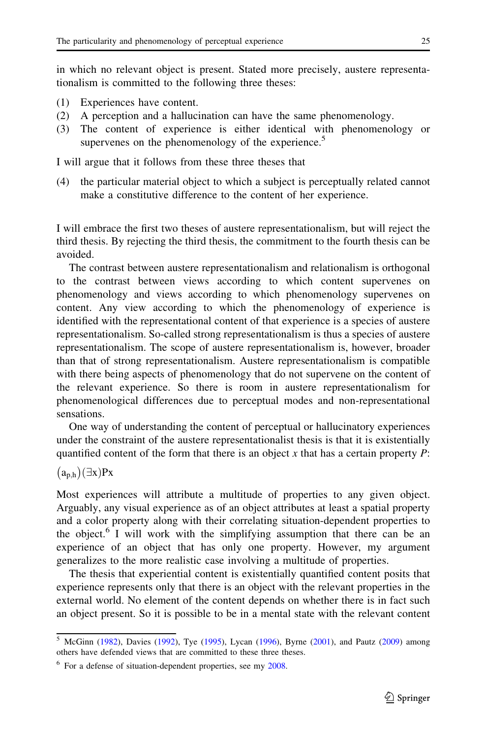in which no relevant object is present. Stated more precisely, austere representationalism is committed to the following three theses:

(1) Experiences have content.
(2) A perception and a hallucination can have the same phenomenology.
(3) The content of experience is either identical with phenomenology or supervenes on the phenomenology of the experience.[5]

I will argue that it follows from these three theses that

(4) the particular material object to which a subject is perceptually related cannot make a constitutive difference to the content of her experience.

I will embrace the first two theses of austere representationalism, but will reject the third thesis. By rejecting the third thesis, the commitment to the fourth thesis can be avoided.

The contrast between austere representationalism and relationalism is orthogonal to the contrast between views according to which content supervenes on phenomenology and views according to which phenomenology supervenes on content. Any view according to which the phenomenology of experience is identified with the representational content of that experience is a species of austere representationalism. So-called strong representationalism is thus a species of austere representationalism. The scope of austere representationalism is, however, broader than that of strong representationalism. Austere representationalism is compatible with there being aspects of phenomenology that do not supervene on the content of the relevant experience. So there is room in austere representationalism for phenomenological differences due to perceptual modes and non-representational sensations.

One way of understanding the content of perceptual or hallucinatory experiences under the constraint of the austere representationalist thesis is that it is existentially quantified content of the form that there is an object *x* that has a certain property *P*:

$$(a_{p,h})\,(\exists x)Px$$

Most experiences will attribute a multitude of properties to any given object. Arguably, any visual experience as of an object attributes at least a spatial property and a color property along with their correlating situation-dependent properties to the object.[6] I will work with the simplifying assumption that there can be an experience of an object that has only one property. However, my argument generalizes to the more realistic case involving a multitude of properties.

The thesis that experiential content is existentially quantified content posits that experience represents only that there is an object with the relevant properties in the external world. No element of the content depends on whether there is in fact such an object present. So it is possible to be in a mental state with the relevant content

[5] McGinn (1982), Davies (1992), Tye (1995), Lycan (1996), Byrne (2001), and Pautz (2009) among others have defended views that are committed to these three theses.

[6] For a defense of situation-dependent properties, see my 2008.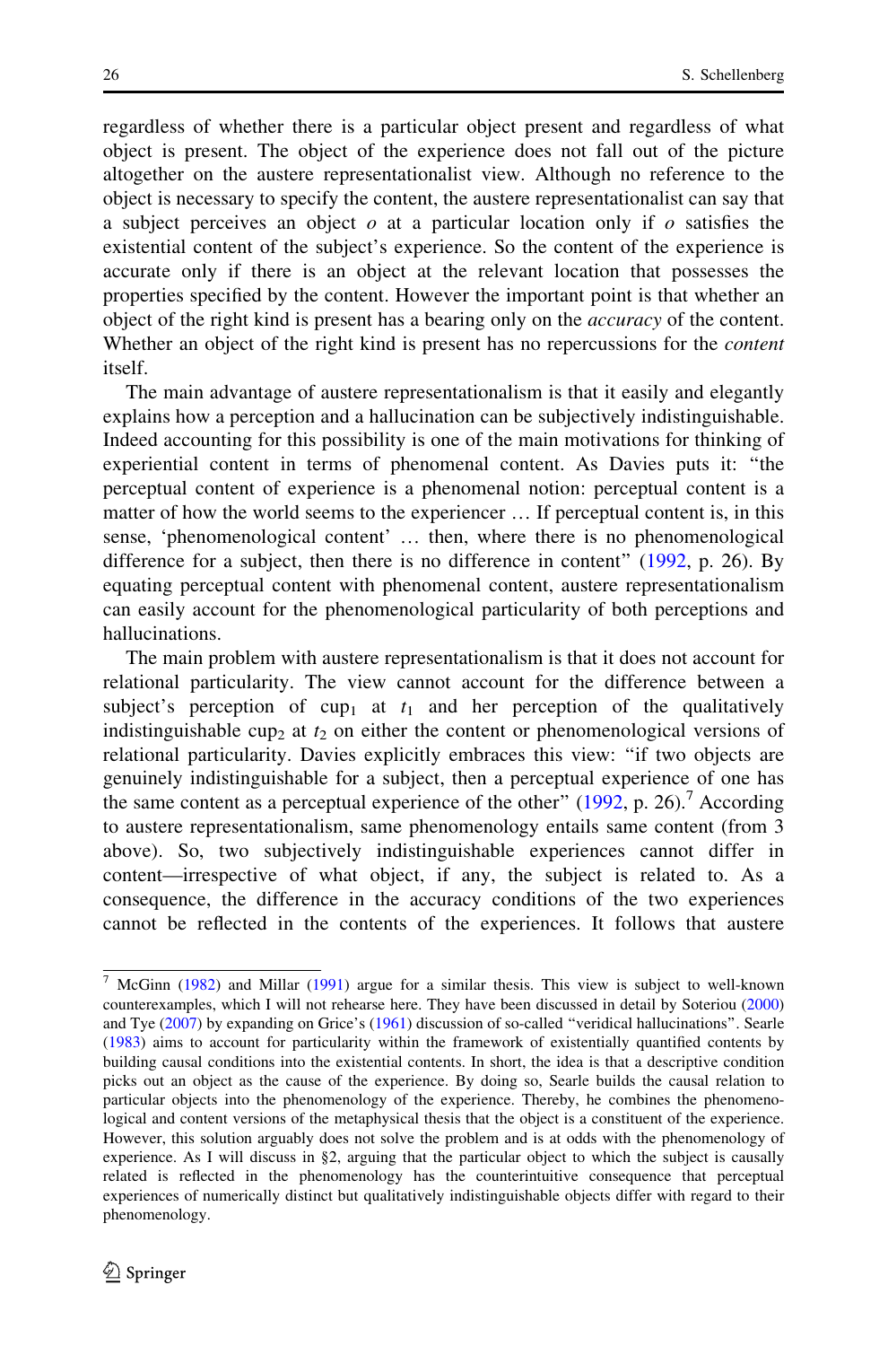regardless of whether there is a particular object present and regardless of what object is present. The object of the experience does not fall out of the picture altogether on the austere representationalist view. Although no reference to the object is necessary to specify the content, the austere representationalist can say that a subject perceives an object $o$ at a particular location only if $o$ satisfies the existential content of the subject's experience. So the content of the experience is accurate only if there is an object at the relevant location that possesses the properties specified by the content. However the important point is that whether an object of the right kind is present has a bearing only on the *accuracy* of the content. Whether an object of the right kind is present has no repercussions for the *content* itself.

The main advantage of austere representationalism is that it easily and elegantly explains how a perception and a hallucination can be subjectively indistinguishable. Indeed accounting for this possibility is one of the main motivations for thinking of experiential content in terms of phenomenal content. As Davies puts it: "the perceptual content of experience is a phenomenal notion: perceptual content is a matter of how the world seems to the experiencer … If perceptual content is, in this sense, 'phenomenological content' … then, where there is no phenomenological difference for a subject, then there is no difference in content" (1992, p. 26). By equating perceptual content with phenomenal content, austere representationalism can easily account for the phenomenological particularity of both perceptions and hallucinations.

The main problem with austere representationalism is that it does not account for relational particularity. The view cannot account for the difference between a subject's perception of $\text{cup}_1$ at $t_1$ and her perception of the qualitatively indistinguishable $\text{cup}_2$ at $t_2$ on either the content or phenomenological versions of relational particularity. Davies explicitly embraces this view: "if two objects are genuinely indistinguishable for a subject, then a perceptual experience of one has the same content as a perceptual experience of the other" (1992, p. 26).[7] According to austere representationalism, same phenomenology entails same content (from 3 above). So, two subjectively indistinguishable experiences cannot differ in content—irrespective of what object, if any, the subject is related to. As a consequence, the difference in the accuracy conditions of the two experiences cannot be reflected in the contents of the experiences. It follows that austere

[7] McGinn (1982) and Millar (1991) argue for a similar thesis. This view is subject to well-known counterexamples, which I will not rehearse here. They have been discussed in detail by Soteriou (2000) and Tye (2007) by expanding on Grice's (1961) discussion of so-called "veridical hallucinations". Searle (1983) aims to account for particularity within the framework of existentially quantified contents by building causal conditions into the existential contents. In short, the idea is that a descriptive condition picks out an object as the cause of the experience. By doing so, Searle builds the causal relation to particular objects into the phenomenology of the experience. Thereby, he combines the phenomenological and content versions of the metaphysical thesis that the object is a constituent of the experience. However, this solution arguably does not solve the problem and is at odds with the phenomenology of experience. As I will discuss in §2, arguing that the particular object to which the subject is causally related is reflected in the phenomenology has the counterintuitive consequence that perceptual experiences of numerically distinct but qualitatively indistinguishable objects differ with regard to their phenomenology.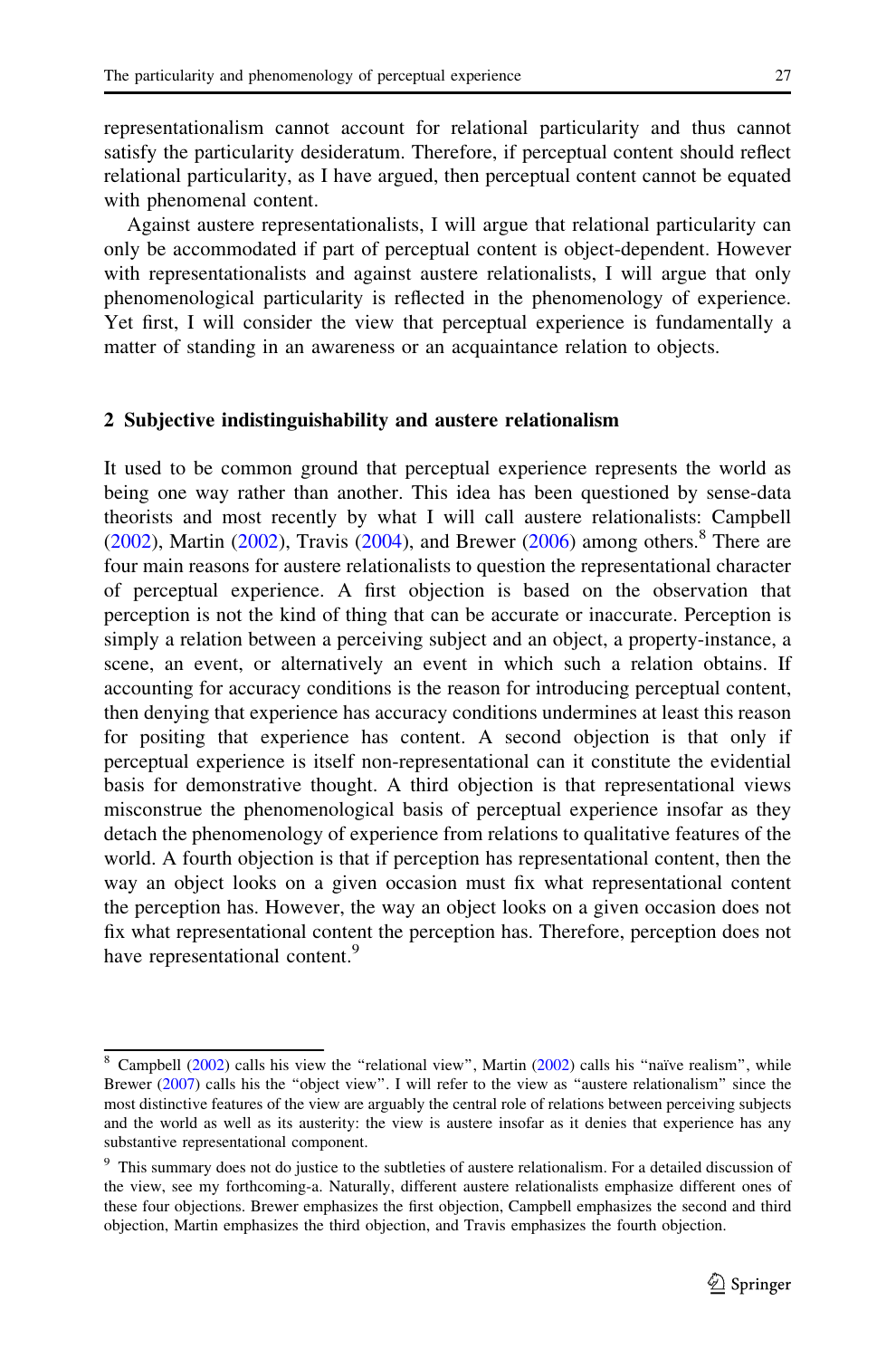representationalism cannot account for relational particularity and thus cannot satisfy the particularity desideratum. Therefore, if perceptual content should reflect relational particularity, as I have argued, then perceptual content cannot be equated with phenomenal content.

Against austere representationalists, I will argue that relational particularity can only be accommodated if part of perceptual content is object-dependent. However with representationalists and against austere relationalists, I will argue that only phenomenological particularity is reflected in the phenomenology of experience. Yet first, I will consider the view that perceptual experience is fundamentally a matter of standing in an awareness or an acquaintance relation to objects.

## 2 Subjective indistinguishability and austere relationalism

It used to be common ground that perceptual experience represents the world as being one way rather than another. This idea has been questioned by sense-data theorists and most recently by what I will call austere relationalists: Campbell (2002), Martin (2002), Travis (2004), and Brewer (2006) among others.[8] There are four main reasons for austere relationalists to question the representational character of perceptual experience. A first objection is based on the observation that perception is not the kind of thing that can be accurate or inaccurate. Perception is simply a relation between a perceiving subject and an object, a property-instance, a scene, an event, or alternatively an event in which such a relation obtains. If accounting for accuracy conditions is the reason for introducing perceptual content, then denying that experience has accuracy conditions undermines at least this reason for positing that experience has content. A second objection is that only if perceptual experience is itself non-representational can it constitute the evidential basis for demonstrative thought. A third objection is that representational views misconstrue the phenomenological basis of perceptual experience insofar as they detach the phenomenology of experience from relations to qualitative features of the world. A fourth objection is that if perception has representational content, then the way an object looks on a given occasion must fix what representational content the perception has. However, the way an object looks on a given occasion does not fix what representational content the perception has. Therefore, perception does not have representational content.[9]

---

[8] Campbell (2002) calls his view the "relational view", Martin (2002) calls his "naïve realism", while Brewer (2007) calls his the "object view". I will refer to the view as "austere relationalism" since the most distinctive features of the view are arguably the central role of relations between perceiving subjects and the world as well as its austerity: the view is austere insofar as it denies that experience has any substantive representational component.

[9] This summary does not do justice to the subtleties of austere relationalism. For a detailed discussion of the view, see my forthcoming-a. Naturally, different austere relationalists emphasize different ones of these four objections. Brewer emphasizes the first objection, Campbell emphasizes the second and third objection, Martin emphasizes the third objection, and Travis emphasizes the fourth objection.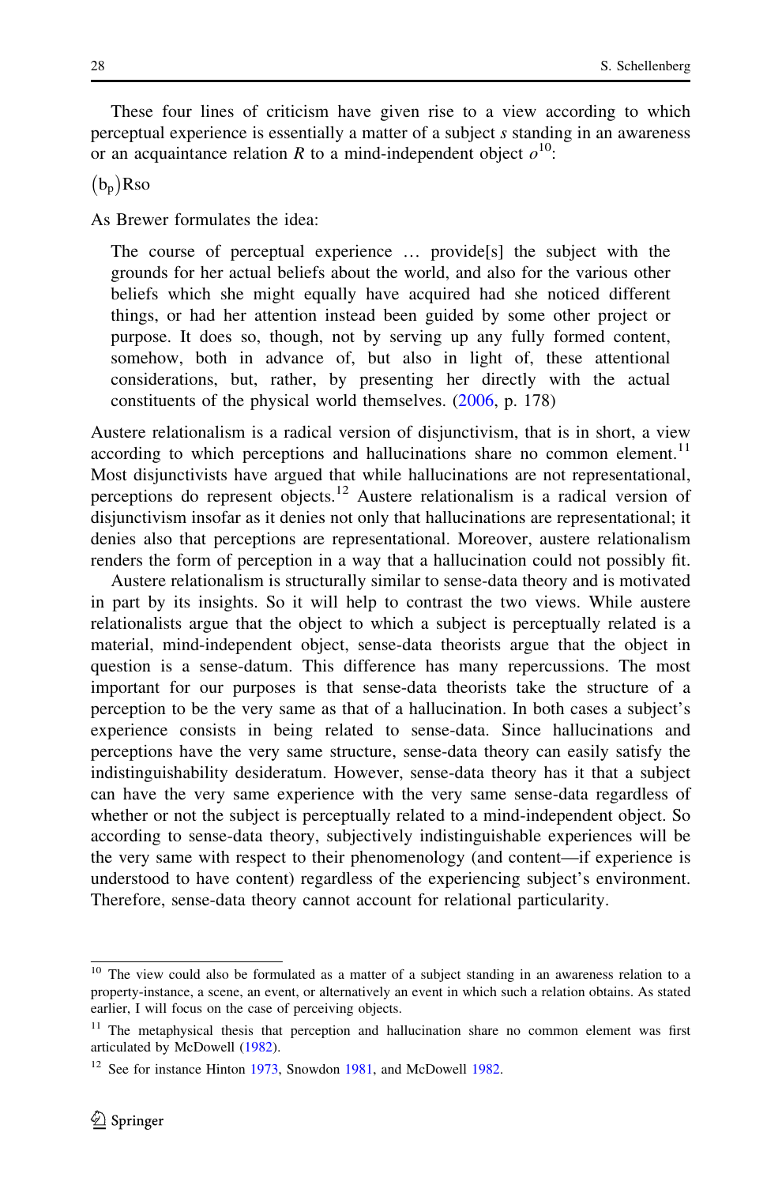These four lines of criticism have given rise to a view according to which perceptual experience is essentially a matter of a subject *s* standing in an awareness or an acquaintance relation *R* to a mind-independent object *o*[10]:

$(\mathrm{b_p})\mathrm{Rso}$

As Brewer formulates the idea:

> The course of perceptual experience … provide[s] the subject with the grounds for her actual beliefs about the world, and also for the various other beliefs which she might equally have acquired had she noticed different things, or had her attention instead been guided by some other project or purpose. It does so, though, not by serving up any fully formed content, somehow, both in advance of, but also in light of, these attentional considerations, but, rather, by presenting her directly with the actual constituents of the physical world themselves. (2006, p. 178)

Austere relationalism is a radical version of disjunctivism, that is in short, a view according to which perceptions and hallucinations share no common element.[11] Most disjunctivists have argued that while hallucinations are not representational, perceptions do represent objects.[12] Austere relationalism is a radical version of disjunctivism insofar as it denies not only that hallucinations are representational; it denies also that perceptions are representational. Moreover, austere relationalism renders the form of perception in a way that a hallucination could not possibly fit.

Austere relationalism is structurally similar to sense-data theory and is motivated in part by its insights. So it will help to contrast the two views. While austere relationalists argue that the object to which a subject is perceptually related is a material, mind-independent object, sense-data theorists argue that the object in question is a sense-datum. This difference has many repercussions. The most important for our purposes is that sense-data theorists take the structure of a perception to be the very same as that of a hallucination. In both cases a subject's experience consists in being related to sense-data. Since hallucinations and perceptions have the very same structure, sense-data theory can easily satisfy the indistinguishability desideratum. However, sense-data theory has it that a subject can have the very same experience with the very same sense-data regardless of whether or not the subject is perceptually related to a mind-independent object. So according to sense-data theory, subjectively indistinguishable experiences will be the very same with respect to their phenomenology (and content—if experience is understood to have content) regardless of the experiencing subject's environment. Therefore, sense-data theory cannot account for relational particularity.

---

[10] The view could also be formulated as a matter of a subject standing in an awareness relation to a property-instance, a scene, an event, or alternatively an event in which such a relation obtains. As stated earlier, I will focus on the case of perceiving objects.

[11] The metaphysical thesis that perception and hallucination share no common element was first articulated by McDowell (1982).

[12] See for instance Hinton 1973, Snowdon 1981, and McDowell 1982.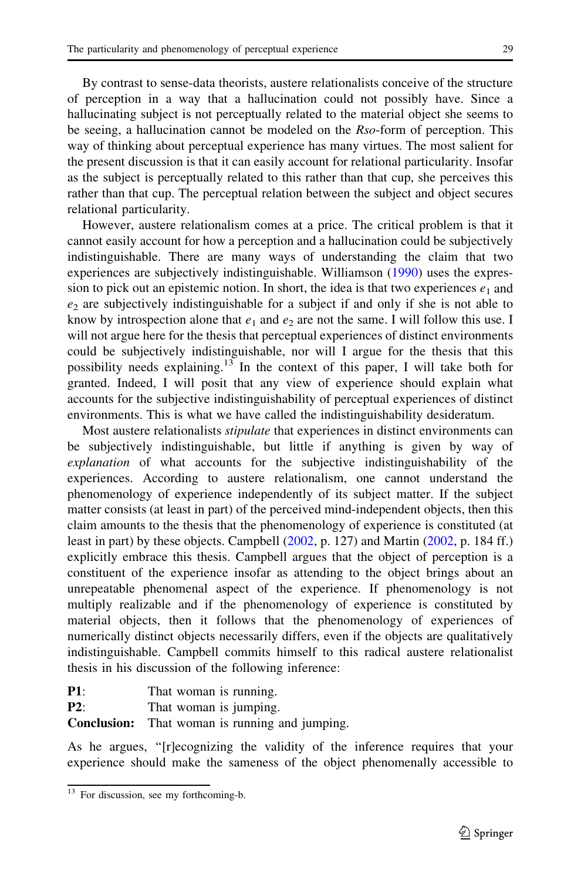By contrast to sense-data theorists, austere relationalists conceive of the structure of perception in a way that a hallucination could not possibly have. Since a hallucinating subject is not perceptually related to the material object she seems to be seeing, a hallucination cannot be modeled on the *Rso*-form of perception. This way of thinking about perceptual experience has many virtues. The most salient for the present discussion is that it can easily account for relational particularity. Insofar as the subject is perceptually related to this rather than that cup, she perceives this rather than that cup. The perceptual relation between the subject and object secures relational particularity.

However, austere relationalism comes at a price. The critical problem is that it cannot easily account for how a perception and a hallucination could be subjectively indistinguishable. There are many ways of understanding the claim that two experiences are subjectively indistinguishable. Williamson (1990) uses the expression to pick out an epistemic notion. In short, the idea is that two experiences $e_1$ and $e_2$ are subjectively indistinguishable for a subject if and only if she is not able to know by introspection alone that $e_1$ and $e_2$ are not the same. I will follow this use. I will not argue here for the thesis that perceptual experiences of distinct environments could be subjectively indistinguishable, nor will I argue for the thesis that this possibility needs explaining.[13] In the context of this paper, I will take both for granted. Indeed, I will posit that any view of experience should explain what accounts for the subjective indistinguishability of perceptual experiences of distinct environments. This is what we have called the indistinguishability desideratum.

Most austere relationalists *stipulate* that experiences in distinct environments can be subjectively indistinguishable, but little if anything is given by way of *explanation* of what accounts for the subjective indistinguishability of the experiences. According to austere relationalism, one cannot understand the phenomenology of experience independently of its subject matter. If the subject matter consists (at least in part) of the perceived mind-independent objects, then this claim amounts to the thesis that the phenomenology of experience is constituted (at least in part) by these objects. Campbell (2002, p. 127) and Martin (2002, p. 184 ff.) explicitly embrace this thesis. Campbell argues that the object of perception is a constituent of the experience insofar as attending to the object brings about an unrepeatable phenomenal aspect of the experience. If phenomenology is not multiply realizable and if the phenomenology of experience is constituted by material objects, then it follows that the phenomenology of experiences of numerically distinct objects necessarily differs, even if the objects are qualitatively indistinguishable. Campbell commits himself to this radical austere relationalist thesis in his discussion of the following inference:

**P1**: That woman is running.
**P2**: That woman is jumping.
**Conclusion:** That woman is running and jumping.

As he argues, "[r]ecognizing the validity of the inference requires that your experience should make the sameness of the object phenomenally accessible to

[13] For discussion, see my forthcoming-b.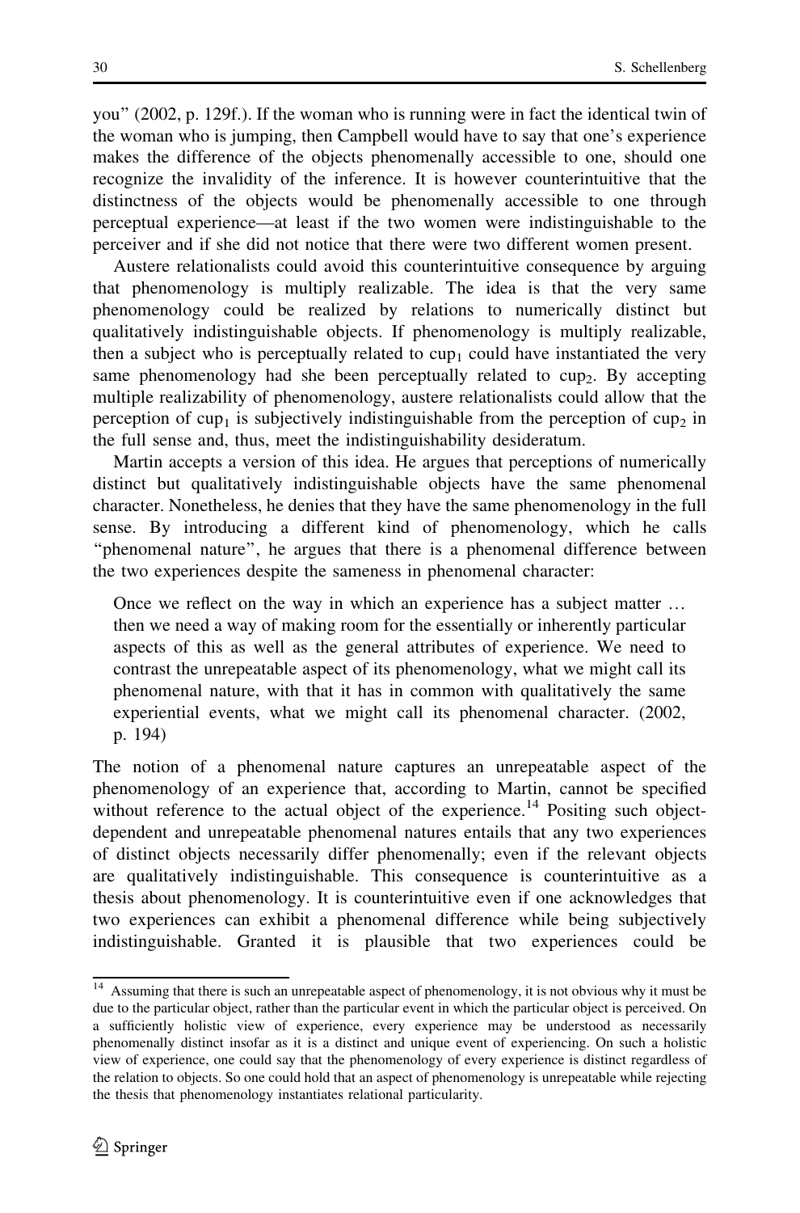you" (2002, p. 129f.). If the woman who is running were in fact the identical twin of the woman who is jumping, then Campbell would have to say that one's experience makes the difference of the objects phenomenally accessible to one, should one recognize the invalidity of the inference. It is however counterintuitive that the distinctness of the objects would be phenomenally accessible to one through perceptual experience—at least if the two women were indistinguishable to the perceiver and if she did not notice that there were two different women present.

Austere relationalists could avoid this counterintuitive consequence by arguing that phenomenology is multiply realizable. The idea is that the very same phenomenology could be realized by relations to numerically distinct but qualitatively indistinguishable objects. If phenomenology is multiply realizable, then a subject who is perceptually related to $cup_1$ could have instantiated the very same phenomenology had she been perceptually related to $cup_2$. By accepting multiple realizability of phenomenology, austere relationalists could allow that the perception of $cup_1$ is subjectively indistinguishable from the perception of $cup_2$ in the full sense and, thus, meet the indistinguishability desideratum.

Martin accepts a version of this idea. He argues that perceptions of numerically distinct but qualitatively indistinguishable objects have the same phenomenal character. Nonetheless, he denies that they have the same phenomenology in the full sense. By introducing a different kind of phenomenology, which he calls "phenomenal nature", he argues that there is a phenomenal difference between the two experiences despite the sameness in phenomenal character:

> Once we reflect on the way in which an experience has a subject matter … then we need a way of making room for the essentially or inherently particular aspects of this as well as the general attributes of experience. We need to contrast the unrepeatable aspect of its phenomenology, what we might call its phenomenal nature, with that it has in common with qualitatively the same experiential events, what we might call its phenomenal character. (2002, p. 194)

The notion of a phenomenal nature captures an unrepeatable aspect of the phenomenology of an experience that, according to Martin, cannot be specified without reference to the actual object of the experience.[14] Positing such object-dependent and unrepeatable phenomenal natures entails that any two experiences of distinct objects necessarily differ phenomenally; even if the relevant objects are qualitatively indistinguishable. This consequence is counterintuitive as a thesis about phenomenology. It is counterintuitive even if one acknowledges that two experiences can exhibit a phenomenal difference while being subjectively indistinguishable. Granted it is plausible that two experiences could be

---

[14] Assuming that there is such an unrepeatable aspect of phenomenology, it is not obvious why it must be due to the particular object, rather than the particular event in which the particular object is perceived. On a sufficiently holistic view of experience, every experience may be understood as necessarily phenomenally distinct insofar as it is a distinct and unique event of experiencing. On such a holistic view of experience, one could say that the phenomenology of every experience is distinct regardless of the relation to objects. So one could hold that an aspect of phenomenology is unrepeatable while rejecting the thesis that phenomenology instantiates relational particularity.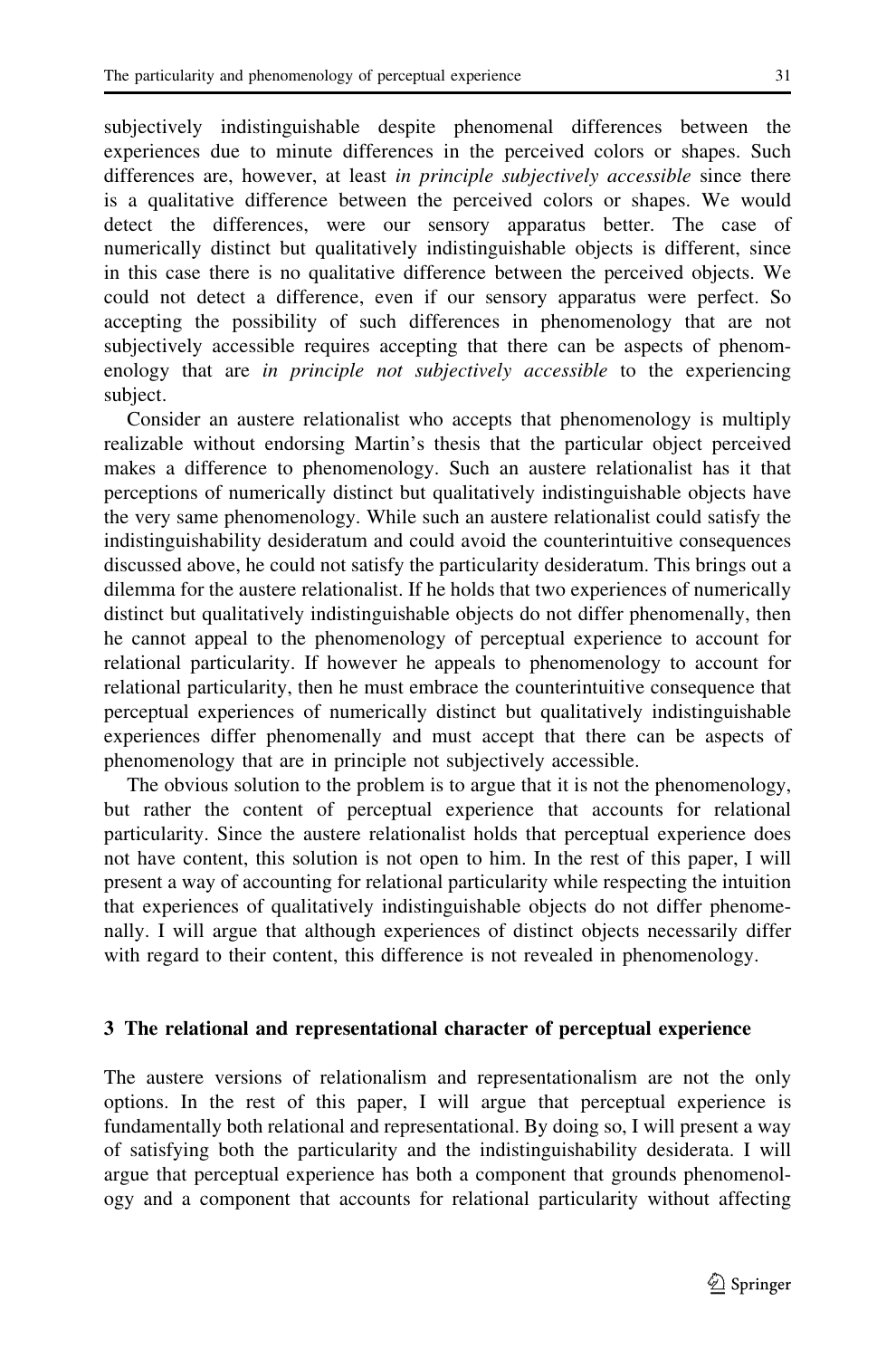subjectively indistinguishable despite phenomenal differences between the experiences due to minute differences in the perceived colors or shapes. Such differences are, however, at least *in principle subjectively accessible* since there is a qualitative difference between the perceived colors or shapes. We would detect the differences, were our sensory apparatus better. The case of numerically distinct but qualitatively indistinguishable objects is different, since in this case there is no qualitative difference between the perceived objects. We could not detect a difference, even if our sensory apparatus were perfect. So accepting the possibility of such differences in phenomenology that are not subjectively accessible requires accepting that there can be aspects of phenomenology that are *in principle not subjectively accessible* to the experiencing subject.

Consider an austere relationalist who accepts that phenomenology is multiply realizable without endorsing Martin's thesis that the particular object perceived makes a difference to phenomenology. Such an austere relationalist has it that perceptions of numerically distinct but qualitatively indistinguishable objects have the very same phenomenology. While such an austere relationalist could satisfy the indistinguishability desideratum and could avoid the counterintuitive consequences discussed above, he could not satisfy the particularity desideratum. This brings out a dilemma for the austere relationalist. If he holds that two experiences of numerically distinct but qualitatively indistinguishable objects do not differ phenomenally, then he cannot appeal to the phenomenology of perceptual experience to account for relational particularity. If however he appeals to phenomenology to account for relational particularity, then he must embrace the counterintuitive consequence that perceptual experiences of numerically distinct but qualitatively indistinguishable experiences differ phenomenally and must accept that there can be aspects of phenomenology that are in principle not subjectively accessible.

The obvious solution to the problem is to argue that it is not the phenomenology, but rather the content of perceptual experience that accounts for relational particularity. Since the austere relationalist holds that perceptual experience does not have content, this solution is not open to him. In the rest of this paper, I will present a way of accounting for relational particularity while respecting the intuition that experiences of qualitatively indistinguishable objects do not differ phenomenally. I will argue that although experiences of distinct objects necessarily differ with regard to their content, this difference is not revealed in phenomenology.

## 3 The relational and representational character of perceptual experience

The austere versions of relationalism and representationalism are not the only options. In the rest of this paper, I will argue that perceptual experience is fundamentally both relational and representational. By doing so, I will present a way of satisfying both the particularity and the indistinguishability desiderata. I will argue that perceptual experience has both a component that grounds phenomenology and a component that accounts for relational particularity without affecting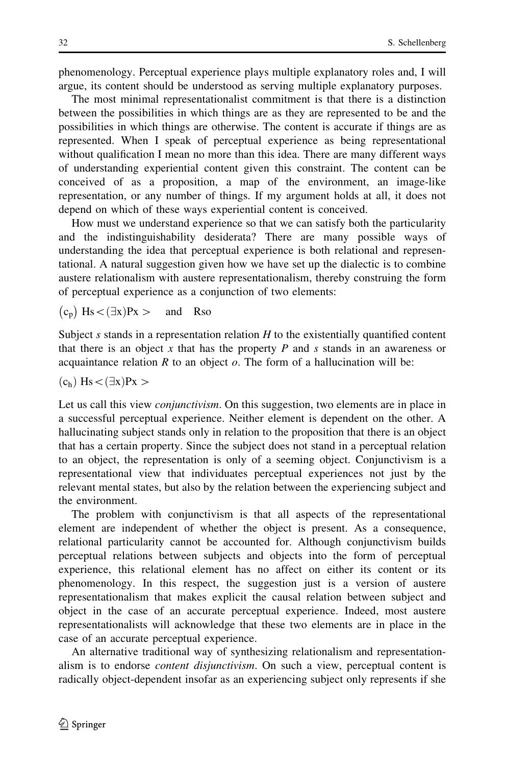phenomenology. Perceptual experience plays multiple explanatory roles and, I will argue, its content should be understood as serving multiple explanatory purposes.

The most minimal representationalist commitment is that there is a distinction between the possibilities in which things are as they are represented to be and the possibilities in which things are otherwise. The content is accurate if things are as represented. When I speak of perceptual experience as being representational without qualification I mean no more than this idea. There are many different ways of understanding experiential content given this constraint. The content can be conceived of as a proposition, a map of the environment, an image-like representation, or any number of things. If my argument holds at all, it does not depend on which of these ways experiential content is conceived.

How must we understand experience so that we can satisfy both the particularity and the indistinguishability desiderata? There are many possible ways of understanding the idea that perceptual experience is both relational and representational. A natural suggestion given how we have set up the dialectic is to combine austere relationalism with austere representationalism, thereby construing the form of perceptual experience as a conjunction of two elements:

$(c_p)$ $Hs < (\exists x)Px >$ and $Rso$

Subject *s* stands in a representation relation *H* to the existentially quantified content that there is an object *x* that has the property *P* and *s* stands in an awareness or acquaintance relation *R* to an object *o*. The form of a hallucination will be:

$(c_h)$ $Hs < (\exists x)Px >$

Let us call this view *conjunctivism*. On this suggestion, two elements are in place in a successful perceptual experience. Neither element is dependent on the other. A hallucinating subject stands only in relation to the proposition that there is an object that has a certain property. Since the subject does not stand in a perceptual relation to an object, the representation is only of a seeming object. Conjunctivism is a representational view that individuates perceptual experiences not just by the relevant mental states, but also by the relation between the experiencing subject and the environment.

The problem with conjunctivism is that all aspects of the representational element are independent of whether the object is present. As a consequence, relational particularity cannot be accounted for. Although conjunctivism builds perceptual relations between subjects and objects into the form of perceptual experience, this relational element has no affect on either its content or its phenomenology. In this respect, the suggestion just is a version of austere representationalism that makes explicit the causal relation between subject and object in the case of an accurate perceptual experience. Indeed, most austere representationalists will acknowledge that these two elements are in place in the case of an accurate perceptual experience.

An alternative traditional way of synthesizing relationalism and representationalism is to endorse *content disjunctivism*. On such a view, perceptual content is radically object-dependent insofar as an experiencing subject only represents if she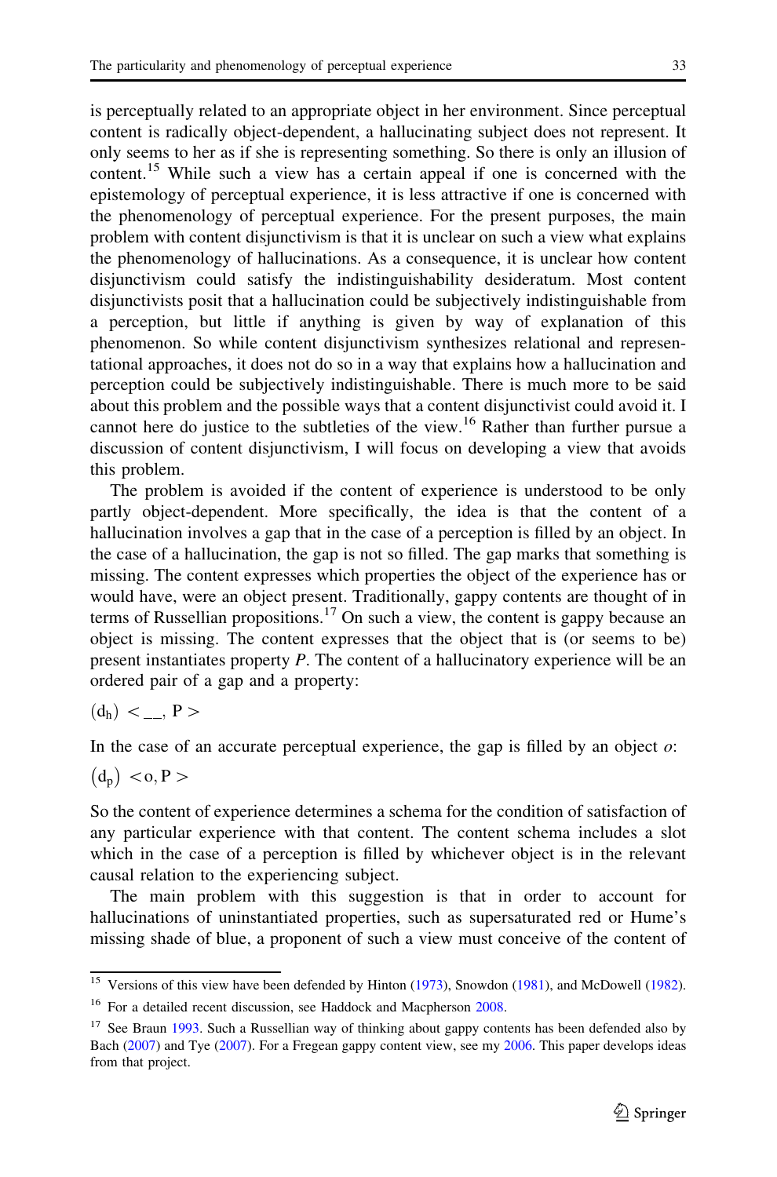is perceptually related to an appropriate object in her environment. Since perceptual content is radically object-dependent, a hallucinating subject does not represent. It only seems to her as if she is representing something. So there is only an illusion of content.[15] While such a view has a certain appeal if one is concerned with the epistemology of perceptual experience, it is less attractive if one is concerned with the phenomenology of perceptual experience. For the present purposes, the main problem with content disjunctivism is that it is unclear on such a view what explains the phenomenology of hallucinations. As a consequence, it is unclear how content disjunctivism could satisfy the indistinguishability desideratum. Most content disjunctivists posit that a hallucination could be subjectively indistinguishable from a perception, but little if anything is given by way of explanation of this phenomenon. So while content disjunctivism synthesizes relational and representational approaches, it does not do so in a way that explains how a hallucination and perception could be subjectively indistinguishable. There is much more to be said about this problem and the possible ways that a content disjunctivist could avoid it. I cannot here do justice to the subtleties of the view.[16] Rather than further pursue a discussion of content disjunctivism, I will focus on developing a view that avoids this problem.

The problem is avoided if the content of experience is understood to be only partly object-dependent. More specifically, the idea is that the content of a hallucination involves a gap that in the case of a perception is filled by an object. In the case of a hallucination, the gap is not so filled. The gap marks that something is missing. The content expresses which properties the object of the experience has or would have, were an object present. Traditionally, gappy contents are thought of in terms of Russellian propositions.[17] On such a view, the content is gappy because an object is missing. The content expresses that the object that is (or seems to be) present instantiates property *P*. The content of a hallucinatory experience will be an ordered pair of a gap and a property:

$(d_h) < \_\_, P >$

In the case of an accurate perceptual experience, the gap is filled by an object *o*:

$(d_p) < o, P >$

So the content of experience determines a schema for the condition of satisfaction of any particular experience with that content. The content schema includes a slot which in the case of a perception is filled by whichever object is in the relevant causal relation to the experiencing subject.

The main problem with this suggestion is that in order to account for hallucinations of uninstantiated properties, such as supersaturated red or Hume's missing shade of blue, a proponent of such a view must conceive of the content of

---

[15] Versions of this view have been defended by Hinton (1973), Snowdon (1981), and McDowell (1982).

[16] For a detailed recent discussion, see Haddock and Macpherson 2008.

[17] See Braun 1993. Such a Russellian way of thinking about gappy contents has been defended also by Bach (2007) and Tye (2007). For a Fregean gappy content view, see my 2006. This paper develops ideas from that project.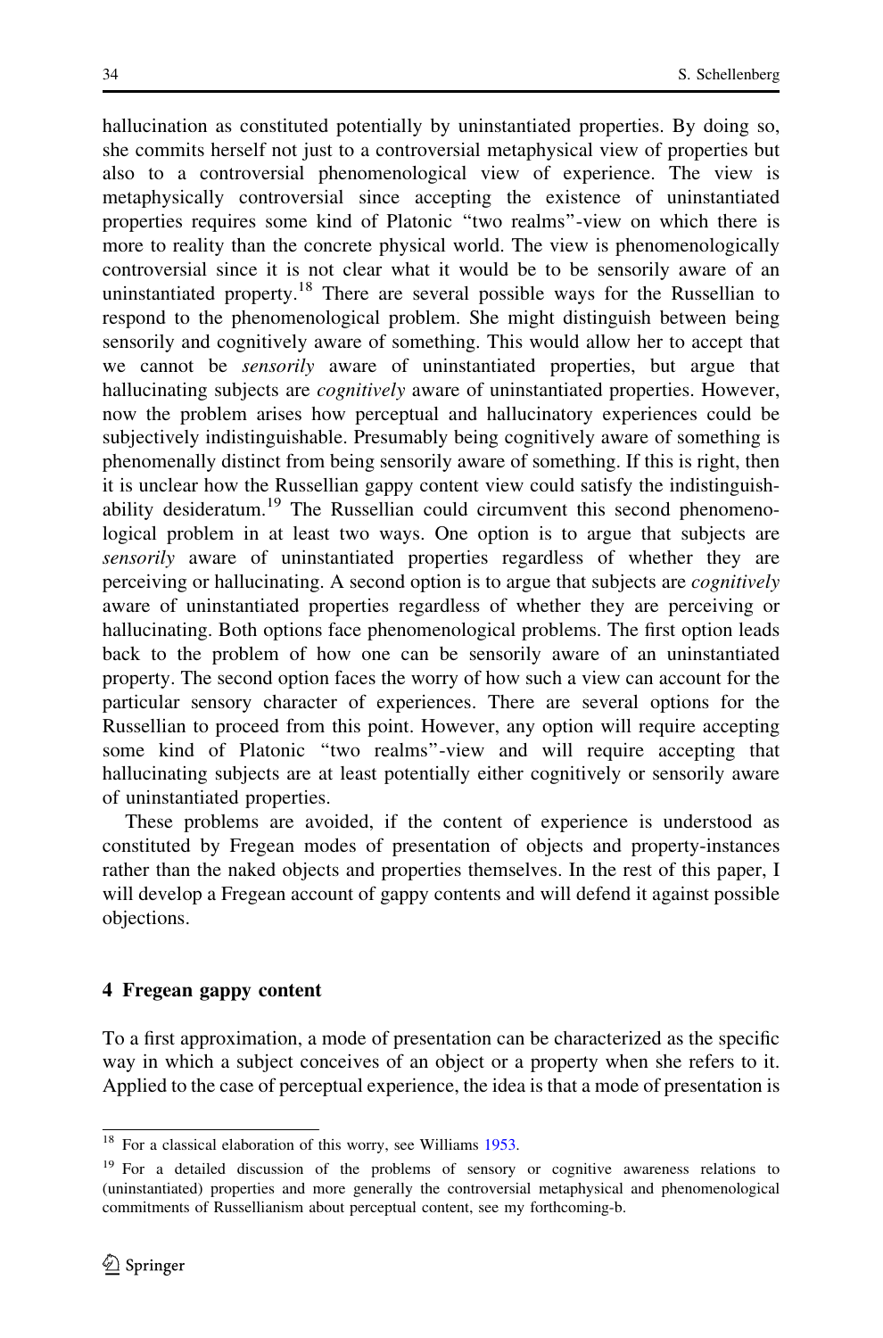hallucination as constituted potentially by uninstantiated properties. By doing so, she commits herself not just to a controversial metaphysical view of properties but also to a controversial phenomenological view of experience. The view is metaphysically controversial since accepting the existence of uninstantiated properties requires some kind of Platonic "two realms"-view on which there is more to reality than the concrete physical world. The view is phenomenologically controversial since it is not clear what it would be to be sensorily aware of an uninstantiated property.[18] There are several possible ways for the Russellian to respond to the phenomenological problem. She might distinguish between being sensorily and cognitively aware of something. This would allow her to accept that we cannot be *sensorily* aware of uninstantiated properties, but argue that hallucinating subjects are *cognitively* aware of uninstantiated properties. However, now the problem arises how perceptual and hallucinatory experiences could be subjectively indistinguishable. Presumably being cognitively aware of something is phenomenally distinct from being sensorily aware of something. If this is right, then it is unclear how the Russellian gappy content view could satisfy the indistinguishability desideratum.[19] The Russellian could circumvent this second phenomenological problem in at least two ways. One option is to argue that subjects are *sensorily* aware of uninstantiated properties regardless of whether they are perceiving or hallucinating. A second option is to argue that subjects are *cognitively* aware of uninstantiated properties regardless of whether they are perceiving or hallucinating. Both options face phenomenological problems. The first option leads back to the problem of how one can be sensorily aware of an uninstantiated property. The second option faces the worry of how such a view can account for the particular sensory character of experiences. There are several options for the Russellian to proceed from this point. However, any option will require accepting some kind of Platonic "two realms"-view and will require accepting that hallucinating subjects are at least potentially either cognitively or sensorily aware of uninstantiated properties.

These problems are avoided, if the content of experience is understood as constituted by Fregean modes of presentation of objects and property-instances rather than the naked objects and properties themselves. In the rest of this paper, I will develop a Fregean account of gappy contents and will defend it against possible objections.

## 4 Fregean gappy content

To a first approximation, a mode of presentation can be characterized as the specific way in which a subject conceives of an object or a property when she refers to it. Applied to the case of perceptual experience, the idea is that a mode of presentation is

---

[18] For a classical elaboration of this worry, see Williams 1953.

[19] For a detailed discussion of the problems of sensory or cognitive awareness relations to (uninstantiated) properties and more generally the controversial metaphysical and phenomenological commitments of Russellianism about perceptual content, see my forthcoming-b.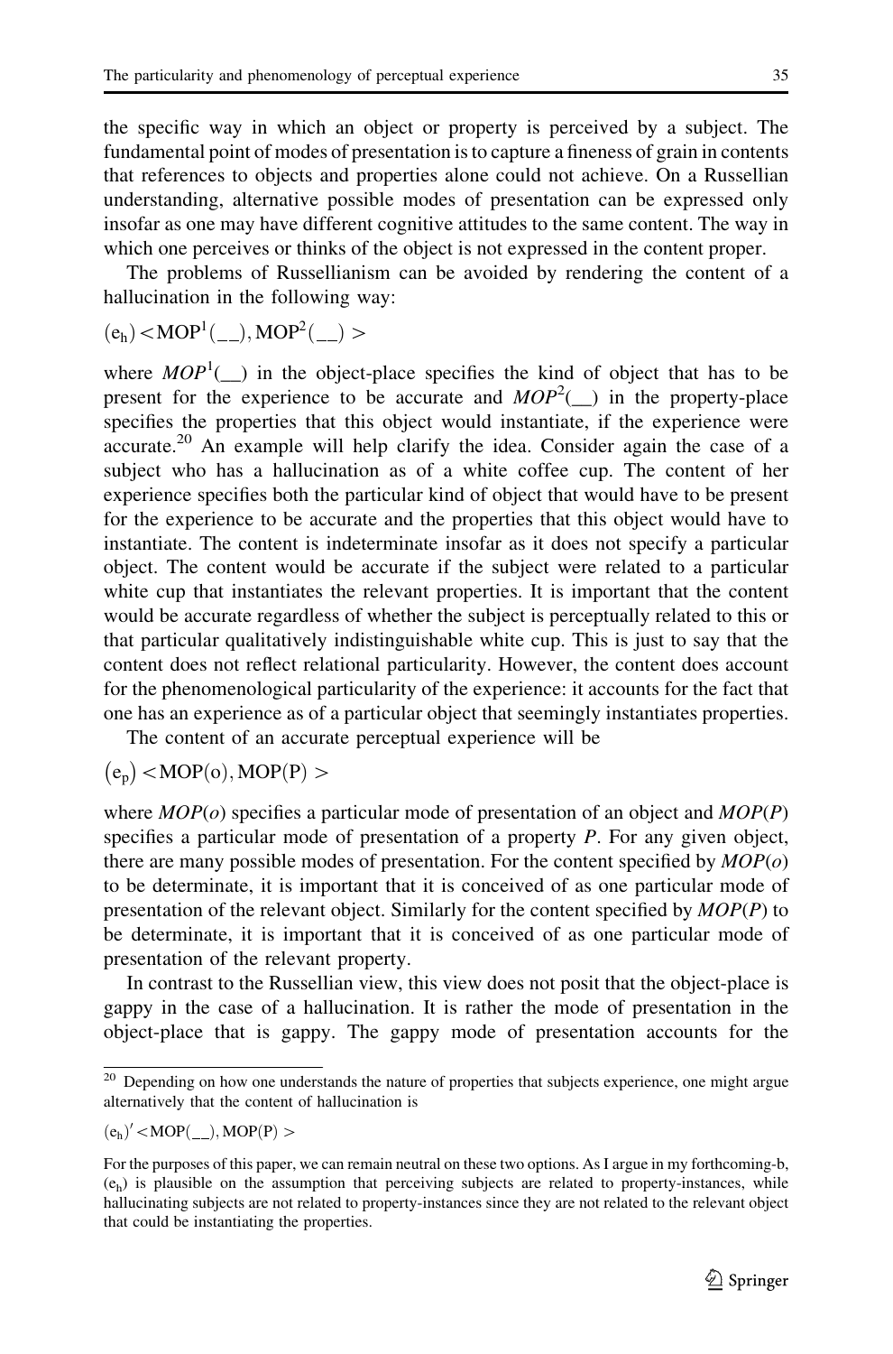the specific way in which an object or property is perceived by a subject. The fundamental point of modes of presentation is to capture a fineness of grain in contents that references to objects and properties alone could not achieve. On a Russellian understanding, alternative possible modes of presentation can be expressed only insofar as one may have different cognitive attitudes to the same content. The way in which one perceives or thinks of the object is not expressed in the content proper.

The problems of Russellianism can be avoided by rendering the content of a hallucination in the following way:

$$(e_h) < MOP^1(\_\_), MOP^2(\_\_) >$$

where $MOP^1(\_\_)$ in the object-place specifies the kind of object that has to be present for the experience to be accurate and $MOP^2(\_\_)$ in the property-place specifies the properties that this object would instantiate, if the experience were accurate.[20] An example will help clarify the idea. Consider again the case of a subject who has a hallucination as of a white coffee cup. The content of her experience specifies both the particular kind of object that would have to be present for the experience to be accurate and the properties that this object would have to instantiate. The content is indeterminate insofar as it does not specify a particular object. The content would be accurate if the subject were related to a particular white cup that instantiates the relevant properties. It is important that the content would be accurate regardless of whether the subject is perceptually related to this or that particular qualitatively indistinguishable white cup. This is just to say that the content does not reflect relational particularity. However, the content does account for the phenomenological particularity of the experience: it accounts for the fact that one has an experience as of a particular object that seemingly instantiates properties.

The content of an accurate perceptual experience will be

$$(e_p) < MOP(o), MOP(P) >$$

where $MOP(o)$ specifies a particular mode of presentation of an object and $MOP(P)$ specifies a particular mode of presentation of a property $P$. For any given object, there are many possible modes of presentation. For the content specified by $MOP(o)$ to be determinate, it is important that it is conceived of as one particular mode of presentation of the relevant object. Similarly for the content specified by $MOP(P)$ to be determinate, it is important that it is conceived of as one particular mode of presentation of the relevant property.

In contrast to the Russellian view, this view does not posit that the object-place is gappy in the case of a hallucination. It is rather the mode of presentation in the object-place that is gappy. The gappy mode of presentation accounts for the

---

[20] Depending on how one understands the nature of properties that subjects experience, one might argue alternatively that the content of hallucination is

$$(e_h)' < MOP(\_\_), MOP(P) >$$

For the purposes of this paper, we can remain neutral on these two options. As I argue in my forthcoming-b, $(e_h)$ is plausible on the assumption that perceiving subjects are related to property-instances, while hallucinating subjects are not related to property-instances since they are not related to the relevant object that could be instantiating the properties.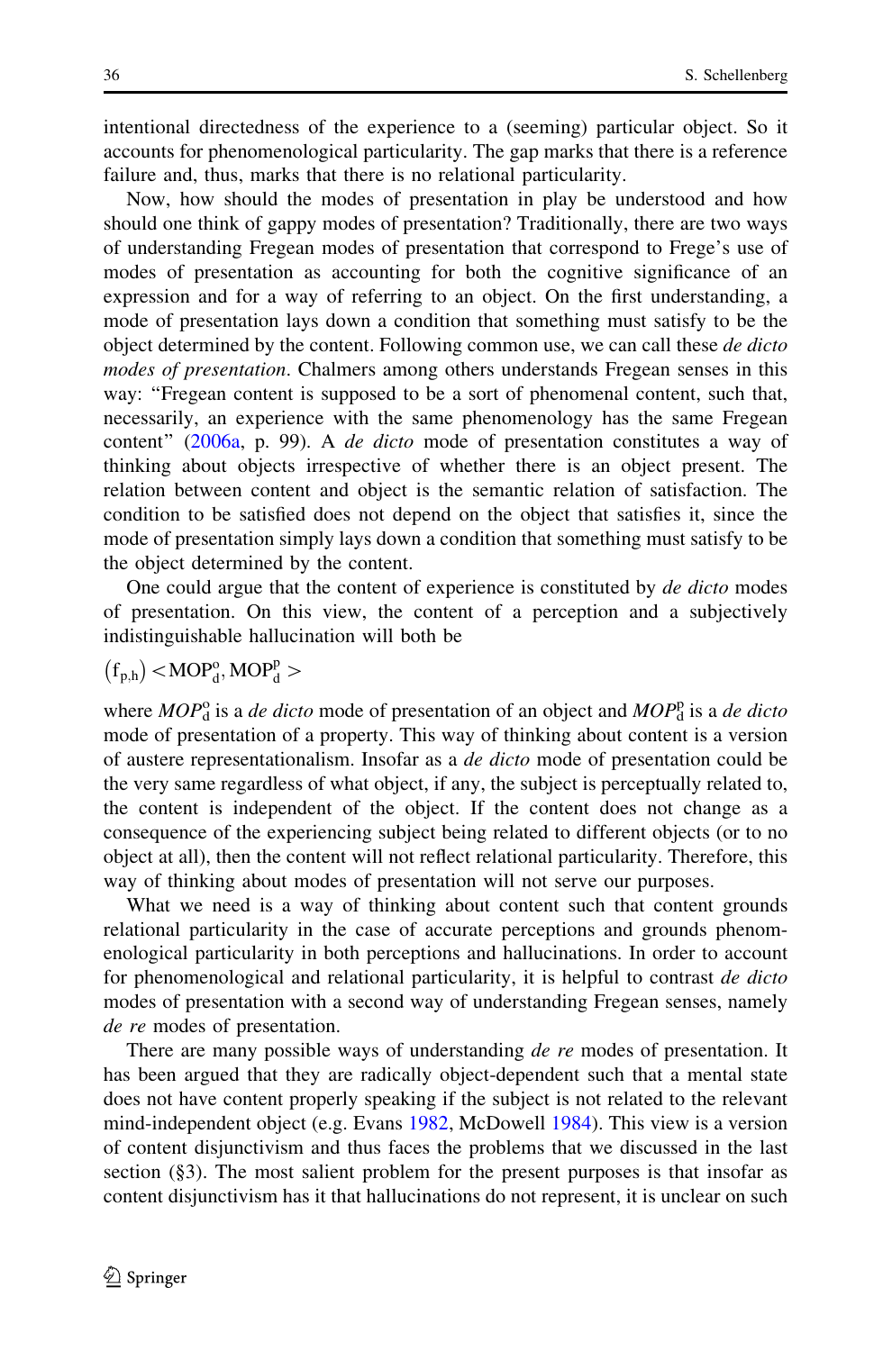intentional directedness of the experience to a (seeming) particular object. So it accounts for phenomenological particularity. The gap marks that there is a reference failure and, thus, marks that there is no relational particularity.

Now, how should the modes of presentation in play be understood and how should one think of gappy modes of presentation? Traditionally, there are two ways of understanding Fregean modes of presentation that correspond to Frege's use of modes of presentation as accounting for both the cognitive significance of an expression and for a way of referring to an object. On the first understanding, a mode of presentation lays down a condition that something must satisfy to be the object determined by the content. Following common use, we can call these *de dicto modes of presentation*. Chalmers among others understands Fregean senses in this way: "Fregean content is supposed to be a sort of phenomenal content, such that, necessarily, an experience with the same phenomenology has the same Fregean content" (2006a, p. 99). A *de dicto* mode of presentation constitutes a way of thinking about objects irrespective of whether there is an object present. The relation between content and object is the semantic relation of satisfaction. The condition to be satisfied does not depend on the object that satisfies it, since the mode of presentation simply lays down a condition that something must satisfy to be the object determined by the content.

One could argue that the content of experience is constituted by *de dicto* modes of presentation. On this view, the content of a perception and a subjectively indistinguishable hallucination will both be

$$(f_{p,h}) < MOP^{o}_{d}, MOP^{p}_{d} >$$

where $MOP^{o}_{d}$ is a *de dicto* mode of presentation of an object and $MOP^{p}_{d}$ is a *de dicto* mode of presentation of a property. This way of thinking about content is a version of austere representationalism. Insofar as a *de dicto* mode of presentation could be the very same regardless of what object, if any, the subject is perceptually related to, the content is independent of the object. If the content does not change as a consequence of the experiencing subject being related to different objects (or to no object at all), then the content will not reflect relational particularity. Therefore, this way of thinking about modes of presentation will not serve our purposes.

What we need is a way of thinking about content such that content grounds relational particularity in the case of accurate perceptions and grounds phenomenological particularity in both perceptions and hallucinations. In order to account for phenomenological and relational particularity, it is helpful to contrast *de dicto* modes of presentation with a second way of understanding Fregean senses, namely *de re* modes of presentation.

There are many possible ways of understanding *de re* modes of presentation. It has been argued that they are radically object-dependent such that a mental state does not have content properly speaking if the subject is not related to the relevant mind-independent object (e.g. Evans 1982, McDowell 1984). This view is a version of content disjunctivism and thus faces the problems that we discussed in the last section (§3). The most salient problem for the present purposes is that insofar as content disjunctivism has it that hallucinations do not represent, it is unclear on such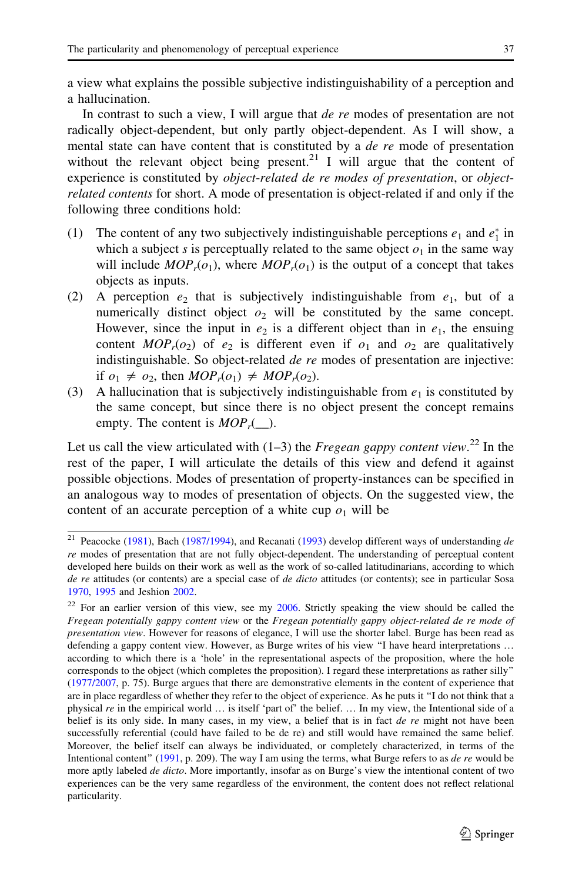a view what explains the possible subjective indistinguishability of a perception and a hallucination.

In contrast to such a view, I will argue that *de re* modes of presentation are not radically object-dependent, but only partly object-dependent. As I will show, a mental state can have content that is constituted by a *de re* mode of presentation without the relevant object being present.[21] I will argue that the content of experience is constituted by *object-related de re modes of presentation*, or *object-related contents* for short. A mode of presentation is object-related if and only if the following three conditions hold:

(1) The content of any two subjectively indistinguishable perceptions $e_1$ and $e_1^*$ in which a subject $s$ is perceptually related to the same object $o_1$ in the same way will include $MOP_r(o_1)$, where $MOP_r(o_1)$ is the output of a concept that takes objects as inputs.

(2) A perception $e_2$ that is subjectively indistinguishable from $e_1$, but of a numerically distinct object $o_2$ will be constituted by the same concept. However, since the input in $e_2$ is a different object than in $e_1$, the ensuing content $MOP_r(o_2)$ of $e_2$ is different even if $o_1$ and $o_2$ are qualitatively indistinguishable. So object-related *de re* modes of presentation are injective: if $o_1 \neq o_2$, then $MOP_r(o_1) \neq MOP_r(o_2)$.

(3) A hallucination that is subjectively indistinguishable from $e_1$ is constituted by the same concept, but since there is no object present the concept remains empty. The content is $MOP_r(\_\_)$.

Let us call the view articulated with (1–3) the *Fregean gappy content view*.[22] In the rest of the paper, I will articulate the details of this view and defend it against possible objections. Modes of presentation of property-instances can be specified in an analogous way to modes of presentation of objects. On the suggested view, the content of an accurate perception of a white cup $o_1$ will be

---

[21] Peacocke (1981), Bach (1987/1994), and Recanati (1993) develop different ways of understanding *de re* modes of presentation that are not fully object-dependent. The understanding of perceptual content developed here builds on their work as well as the work of so-called latitudinarians, according to which *de re* attitudes (or contents) are a special case of *de dicto* attitudes (or contents); see in particular Sosa 1970, 1995 and Jeshion 2002.

[22] For an earlier version of this view, see my 2006. Strictly speaking the view should be called the *Fregean potentially gappy content view* or the *Fregean potentially gappy object-related de re mode of presentation view*. However for reasons of elegance, I will use the shorter label. Burge has been read as defending a gappy content view. However, as Burge writes of his view "I have heard interpretations … according to which there is a 'hole' in the representational aspects of the proposition, where the hole corresponds to the object (which completes the proposition). I regard these interpretations as rather silly" (1977/2007, p. 75). Burge argues that there are demonstrative elements in the content of experience that are in place regardless of whether they refer to the object of experience. As he puts it "I do not think that a physical *re* in the empirical world … is itself 'part of' the belief. … In my view, the Intentional side of a belief is its only side. In many cases, in my view, a belief that is in fact *de re* might not have been successfully referential (could have failed to be de re) and still would have remained the same belief. Moreover, the belief itself can always be individuated, or completely characterized, in terms of the Intentional content" (1991, p. 209). The way I am using the terms, what Burge refers to as *de re* would be more aptly labeled *de dicto*. More importantly, insofar as on Burge's view the intentional content of two experiences can be the very same regardless of the environment, the content does not reflect relational particularity.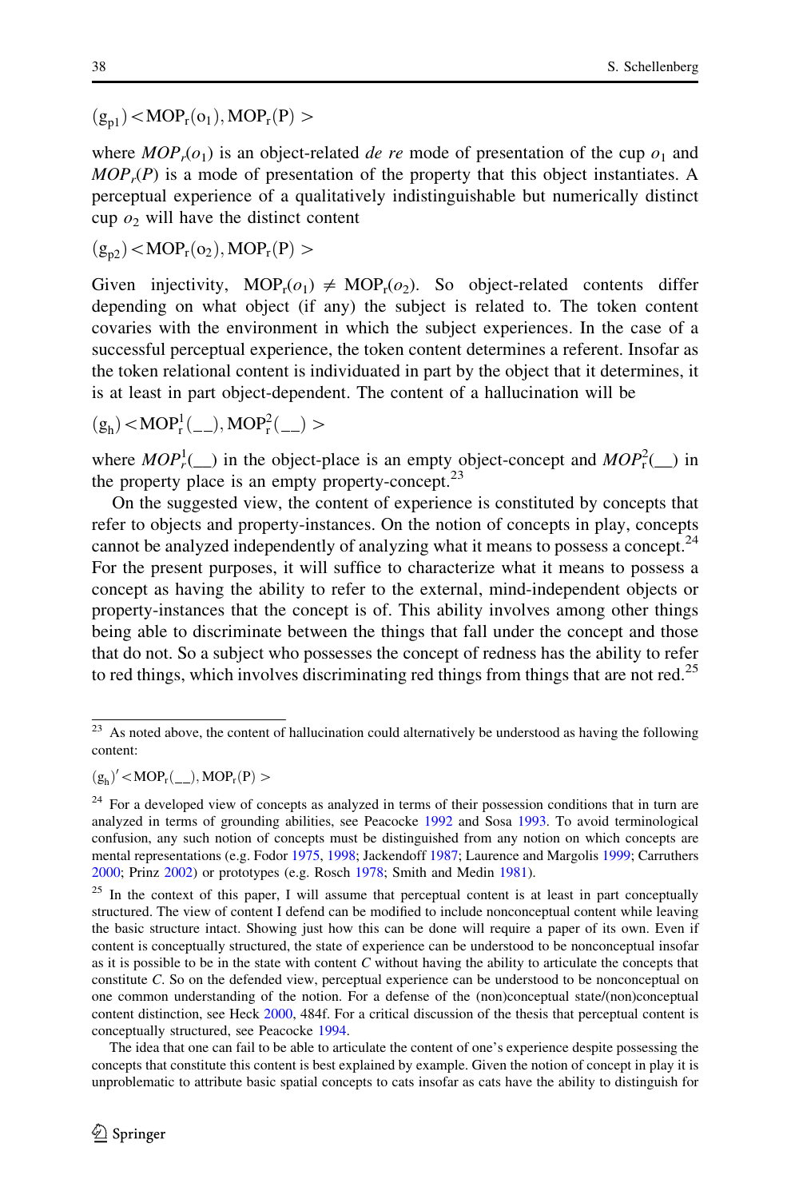$(g_{p1}) < MOP_r(o_1), MOP_r(P) >$

where $MOP_r(o_1)$ is an object-related *de re* mode of presentation of the cup $o_1$ and $MOP_r(P)$ is a mode of presentation of the property that this object instantiates. A perceptual experience of a qualitatively indistinguishable but numerically distinct cup $o_2$ will have the distinct content

$(g_{p2}) < MOP_r(o_2), MOP_r(P) >$

Given injectivity, $MOP_r(o_1) \neq MOP_r(o_2)$. So object-related contents differ depending on what object (if any) the subject is related to. The token content covaries with the environment in which the subject experiences. In the case of a successful perceptual experience, the token content determines a referent. Insofar as the token relational content is individuated in part by the object that it determines, it is at least in part object-dependent. The content of a hallucination will be

$(g_h) < MOP_r^1(\_\_), MOP_r^2(\_\_) >$

where $MOP_r^1(\_\_)$ in the object-place is an empty object-concept and $MOP_r^2(\_\_)$ in the property place is an empty property-concept.[23]

On the suggested view, the content of experience is constituted by concepts that refer to objects and property-instances. On the notion of concepts in play, concepts cannot be analyzed independently of analyzing what it means to possess a concept.[24] For the present purposes, it will suffice to characterize what it means to possess a concept as having the ability to refer to the external, mind-independent objects or property-instances that the concept is of. This ability involves among other things being able to discriminate between the things that fall under the concept and those that do not. So a subject who possesses the concept of redness has the ability to refer to red things, which involves discriminating red things from things that are not red.[25]

---

[23] As noted above, the content of hallucination could alternatively be understood as having the following content:

$(g_h)' < MOP_r(\_\_), MOP_r(P) >$

[24] For a developed view of concepts as analyzed in terms of their possession conditions that in turn are analyzed in terms of grounding abilities, see Peacocke 1992 and Sosa 1993. To avoid terminological confusion, any such notion of concepts must be distinguished from any notion on which concepts are mental representations (e.g. Fodor 1975, 1998; Jackendoff 1987; Laurence and Margolis 1999; Carruthers 2000; Prinz 2002) or prototypes (e.g. Rosch 1978; Smith and Medin 1981).

[25] In the context of this paper, I will assume that perceptual content is at least in part conceptually structured. The view of content I defend can be modified to include nonconceptual content while leaving the basic structure intact. Showing just how this can be done will require a paper of its own. Even if content is conceptually structured, the state of experience can be understood to be nonconceptual insofar as it is possible to be in the state with content *C* without having the ability to articulate the concepts that constitute *C*. So on the defended view, perceptual experience can be understood to be nonconceptual on one common understanding of the notion. For a defense of the (non)conceptual state/(non)conceptual content distinction, see Heck 2000, 484f. For a critical discussion of the thesis that perceptual content is conceptually structured, see Peacocke 1994.

The idea that one can fail to be able to articulate the content of one's experience despite possessing the concepts that constitute this content is best explained by example. Given the notion of concept in play it is unproblematic to attribute basic spatial concepts to cats insofar as cats have the ability to distinguish for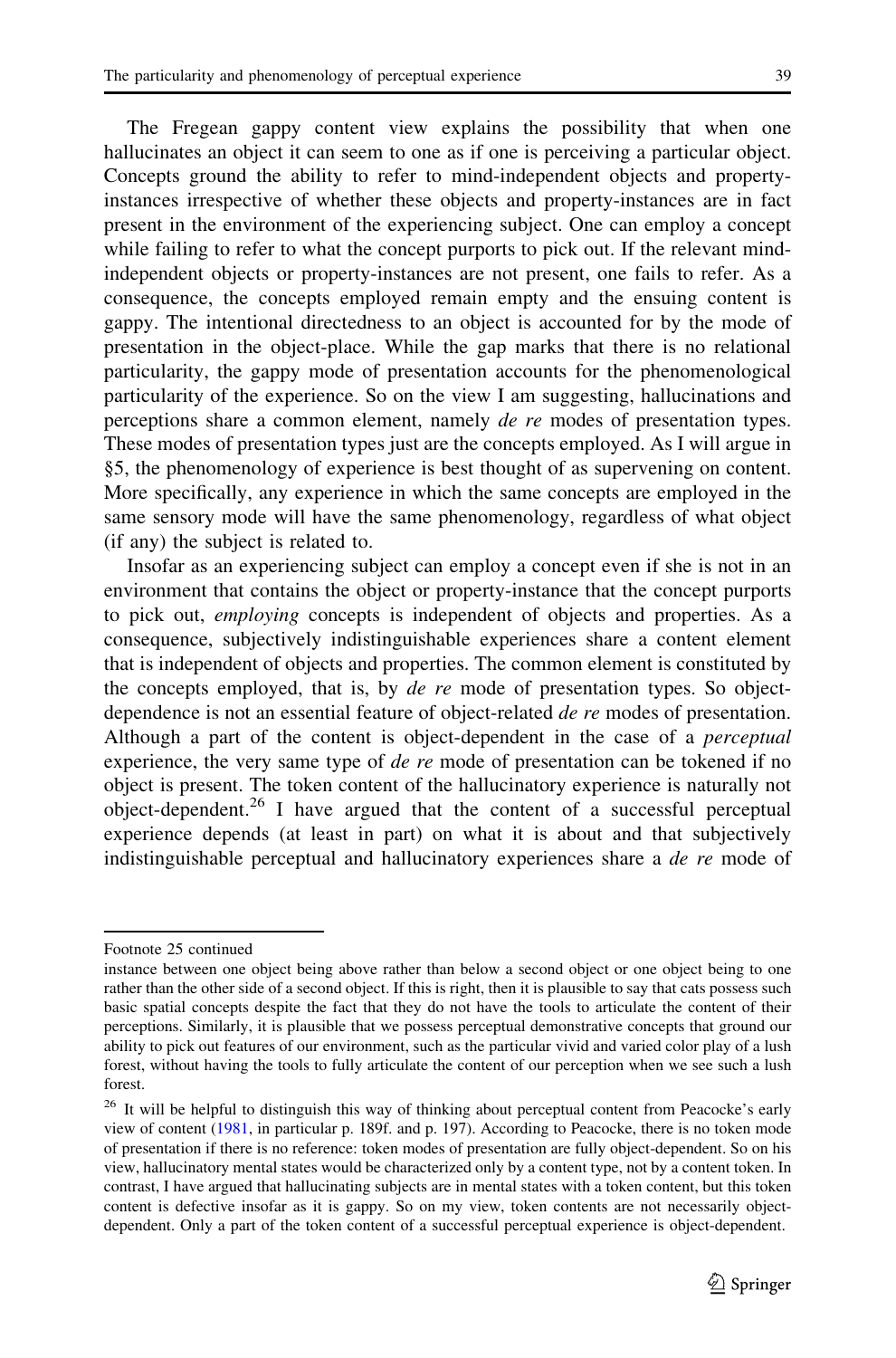The Fregean gappy content view explains the possibility that when one hallucinates an object it can seem to one as if one is perceiving a particular object. Concepts ground the ability to refer to mind-independent objects and property-instances irrespective of whether these objects and property-instances are in fact present in the environment of the experiencing subject. One can employ a concept while failing to refer to what the concept purports to pick out. If the relevant mind-independent objects or property-instances are not present, one fails to refer. As a consequence, the concepts employed remain empty and the ensuing content is gappy. The intentional directedness to an object is accounted for by the mode of presentation in the object-place. While the gap marks that there is no relational particularity, the gappy mode of presentation accounts for the phenomenological particularity of the experience. So on the view I am suggesting, hallucinations and perceptions share a common element, namely *de re* modes of presentation types. These modes of presentation types just are the concepts employed. As I will argue in §5, the phenomenology of experience is best thought of as supervening on content. More specifically, any experience in which the same concepts are employed in the same sensory mode will have the same phenomenology, regardless of what object (if any) the subject is related to.

Insofar as an experiencing subject can employ a concept even if she is not in an environment that contains the object or property-instance that the concept purports to pick out, *employing* concepts is independent of objects and properties. As a consequence, subjectively indistinguishable experiences share a content element that is independent of objects and properties. The common element is constituted by the concepts employed, that is, by *de re* mode of presentation types. So object-dependence is not an essential feature of object-related *de re* modes of presentation. Although a part of the content is object-dependent in the case of a *perceptual* experience, the very same type of *de re* mode of presentation can be tokened if no object is present. The token content of the hallucinatory experience is naturally not object-dependent.[26] I have argued that the content of a successful perceptual experience depends (at least in part) on what it is about and that subjectively indistinguishable perceptual and hallucinatory experiences share a *de re* mode of

---

Footnote 25 continued

instance between one object being above rather than below a second object or one object being to one rather than the other side of a second object. If this is right, then it is plausible to say that cats possess such basic spatial concepts despite the fact that they do not have the tools to articulate the content of their perceptions. Similarly, it is plausible that we possess perceptual demonstrative concepts that ground our ability to pick out features of our environment, such as the particular vivid and varied color play of a lush forest, without having the tools to fully articulate the content of our perception when we see such a lush forest.

[26] It will be helpful to distinguish this way of thinking about perceptual content from Peacocke's early view of content (1981, in particular p. 189f. and p. 197). According to Peacocke, there is no token mode of presentation if there is no reference: token modes of presentation are fully object-dependent. So on his view, hallucinatory mental states would be characterized only by a content type, not by a content token. In contrast, I have argued that hallucinating subjects are in mental states with a token content, but this token content is defective insofar as it is gappy. So on my view, token contents are not necessarily object-dependent. Only a part of the token content of a successful perceptual experience is object-dependent.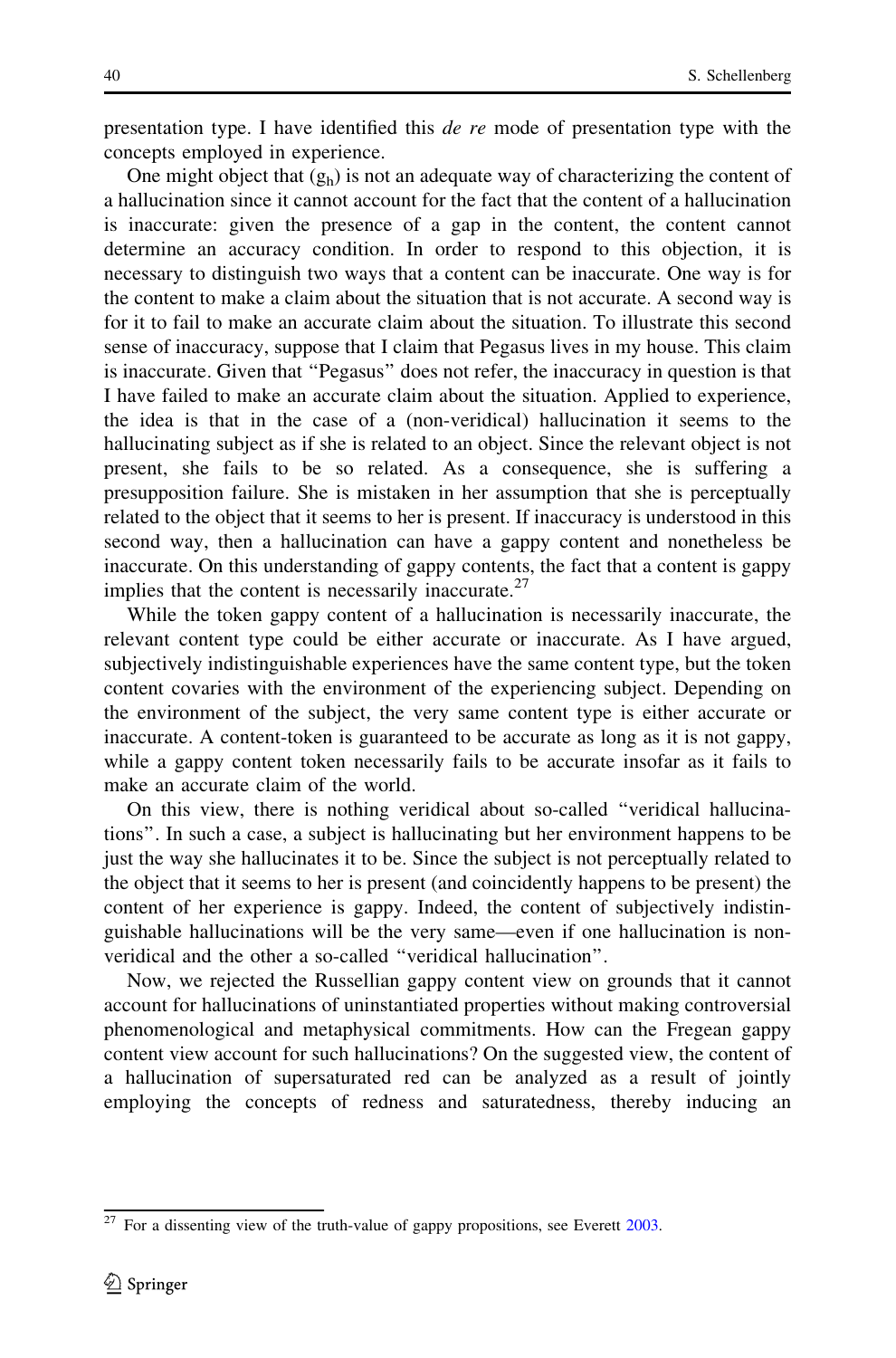presentation type. I have identified this *de re* mode of presentation type with the concepts employed in experience.

One might object that ($g_h$) is not an adequate way of characterizing the content of a hallucination since it cannot account for the fact that the content of a hallucination is inaccurate: given the presence of a gap in the content, the content cannot determine an accuracy condition. In order to respond to this objection, it is necessary to distinguish two ways that a content can be inaccurate. One way is for the content to make a claim about the situation that is not accurate. A second way is for it to fail to make an accurate claim about the situation. To illustrate this second sense of inaccuracy, suppose that I claim that Pegasus lives in my house. This claim is inaccurate. Given that "Pegasus" does not refer, the inaccuracy in question is that I have failed to make an accurate claim about the situation. Applied to experience, the idea is that in the case of a (non-veridical) hallucination it seems to the hallucinating subject as if she is related to an object. Since the relevant object is not present, she fails to be so related. As a consequence, she is suffering a presupposition failure. She is mistaken in her assumption that she is perceptually related to the object that it seems to her is present. If inaccuracy is understood in this second way, then a hallucination can have a gappy content and nonetheless be inaccurate. On this understanding of gappy contents, the fact that a content is gappy implies that the content is necessarily inaccurate.[27]

While the token gappy content of a hallucination is necessarily inaccurate, the relevant content type could be either accurate or inaccurate. As I have argued, subjectively indistinguishable experiences have the same content type, but the token content covaries with the environment of the experiencing subject. Depending on the environment of the subject, the very same content type is either accurate or inaccurate. A content-token is guaranteed to be accurate as long as it is not gappy, while a gappy content token necessarily fails to be accurate insofar as it fails to make an accurate claim of the world.

On this view, there is nothing veridical about so-called "veridical hallucinations". In such a case, a subject is hallucinating but her environment happens to be just the way she hallucinates it to be. Since the subject is not perceptually related to the object that it seems to her is present (and coincidently happens to be present) the content of her experience is gappy. Indeed, the content of subjectively indistinguishable hallucinations will be the very same—even if one hallucination is non-veridical and the other a so-called "veridical hallucination".

Now, we rejected the Russellian gappy content view on grounds that it cannot account for hallucinations of uninstantiated properties without making controversial phenomenological and metaphysical commitments. How can the Fregean gappy content view account for such hallucinations? On the suggested view, the content of a hallucination of supersaturated red can be analyzed as a result of jointly employing the concepts of redness and saturatedness, thereby inducing an

---

[27] For a dissenting view of the truth-value of gappy propositions, see Everett 2003.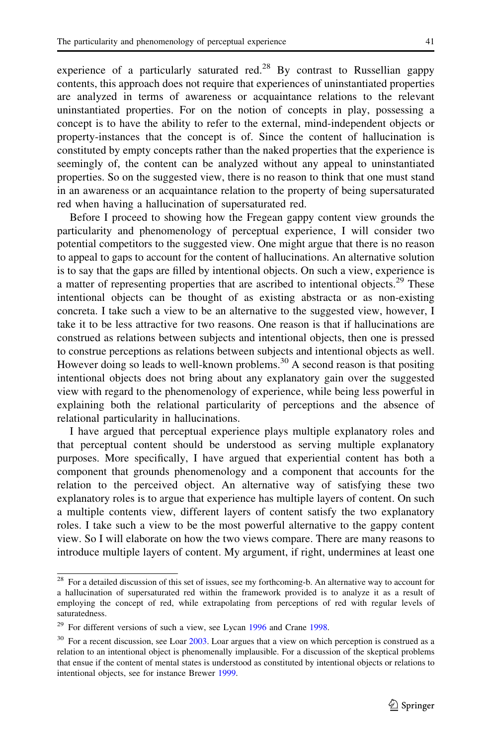experience of a particularly saturated red.[28] By contrast to Russellian gappy contents, this approach does not require that experiences of uninstantiated properties are analyzed in terms of awareness or acquaintance relations to the relevant uninstantiated properties. For on the notion of concepts in play, possessing a concept is to have the ability to refer to the external, mind-independent objects or property-instances that the concept is of. Since the content of hallucination is constituted by empty concepts rather than the naked properties that the experience is seemingly of, the content can be analyzed without any appeal to uninstantiated properties. So on the suggested view, there is no reason to think that one must stand in an awareness or an acquaintance relation to the property of being supersaturated red when having a hallucination of supersaturated red.

Before I proceed to showing how the Fregean gappy content view grounds the particularity and phenomenology of perceptual experience, I will consider two potential competitors to the suggested view. One might argue that there is no reason to appeal to gaps to account for the content of hallucinations. An alternative solution is to say that the gaps are filled by intentional objects. On such a view, experience is a matter of representing properties that are ascribed to intentional objects.[29] These intentional objects can be thought of as existing abstracta or as non-existing concreta. I take such a view to be an alternative to the suggested view, however, I take it to be less attractive for two reasons. One reason is that if hallucinations are construed as relations between subjects and intentional objects, then one is pressed to construe perceptions as relations between subjects and intentional objects as well. However doing so leads to well-known problems.[30] A second reason is that positing intentional objects does not bring about any explanatory gain over the suggested view with regard to the phenomenology of experience, while being less powerful in explaining both the relational particularity of perceptions and the absence of relational particularity in hallucinations.

I have argued that perceptual experience plays multiple explanatory roles and that perceptual content should be understood as serving multiple explanatory purposes. More specifically, I have argued that experiential content has both a component that grounds phenomenology and a component that accounts for the relation to the perceived object. An alternative way of satisfying these two explanatory roles is to argue that experience has multiple layers of content. On such a multiple contents view, different layers of content satisfy the two explanatory roles. I take such a view to be the most powerful alternative to the gappy content view. So I will elaborate on how the two views compare. There are many reasons to introduce multiple layers of content. My argument, if right, undermines at least one

---

[28] For a detailed discussion of this set of issues, see my forthcoming-b. An alternative way to account for a hallucination of supersaturated red within the framework provided is to analyze it as a result of employing the concept of red, while extrapolating from perceptions of red with regular levels of saturatedness.

[29] For different versions of such a view, see Lycan 1996 and Crane 1998.

[30] For a recent discussion, see Loar 2003. Loar argues that a view on which perception is construed as a relation to an intentional object is phenomenally implausible. For a discussion of the skeptical problems that ensue if the content of mental states is understood as constituted by intentional objects or relations to intentional objects, see for instance Brewer 1999.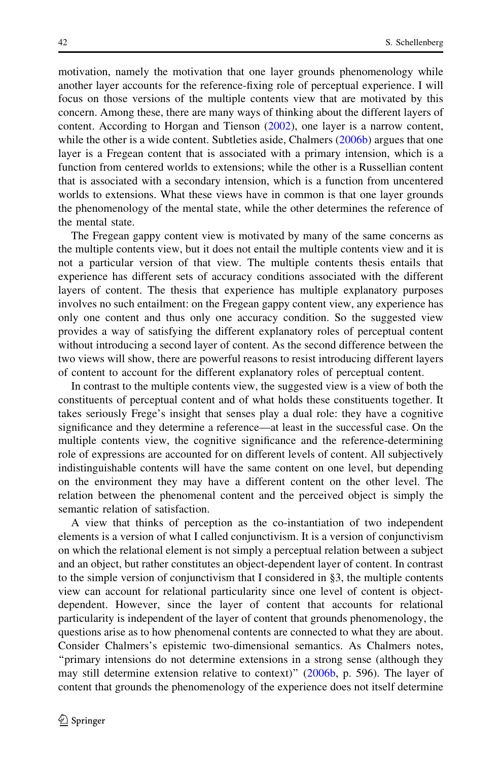motivation, namely the motivation that one layer grounds phenomenology while another layer accounts for the reference-fixing role of perceptual experience. I will focus on those versions of the multiple contents view that are motivated by this concern. Among these, there are many ways of thinking about the different layers of content. According to Horgan and Tienson (2002), one layer is a narrow content, while the other is a wide content. Subtleties aside, Chalmers (2006b) argues that one layer is a Fregean content that is associated with a primary intension, which is a function from centered worlds to extensions; while the other is a Russellian content that is associated with a secondary intension, which is a function from uncentered worlds to extensions. What these views have in common is that one layer grounds the phenomenology of the mental state, while the other determines the reference of the mental state.

The Fregean gappy content view is motivated by many of the same concerns as the multiple contents view, but it does not entail the multiple contents view and it is not a particular version of that view. The multiple contents thesis entails that experience has different sets of accuracy conditions associated with the different layers of content. The thesis that experience has multiple explanatory purposes involves no such entailment: on the Fregean gappy content view, any experience has only one content and thus only one accuracy condition. So the suggested view provides a way of satisfying the different explanatory roles of perceptual content without introducing a second layer of content. As the second difference between the two views will show, there are powerful reasons to resist introducing different layers of content to account for the different explanatory roles of perceptual content.

In contrast to the multiple contents view, the suggested view is a view of both the constituents of perceptual content and of what holds these constituents together. It takes seriously Frege's insight that senses play a dual role: they have a cognitive significance and they determine a reference—at least in the successful case. On the multiple contents view, the cognitive significance and the reference-determining role of expressions are accounted for on different levels of content. All subjectively indistinguishable contents will have the same content on one level, but depending on the environment they may have a different content on the other level. The relation between the phenomenal content and the perceived object is simply the semantic relation of satisfaction.

A view that thinks of perception as the co-instantiation of two independent elements is a version of what I called conjunctivism. It is a version of conjunctivism on which the relational element is not simply a perceptual relation between a subject and an object, but rather constitutes an object-dependent layer of content. In contrast to the simple version of conjunctivism that I considered in §3, the multiple contents view can account for relational particularity since one level of content is object-dependent. However, since the layer of content that accounts for relational particularity is independent of the layer of content that grounds phenomenology, the questions arise as to how phenomenal contents are connected to what they are about. Consider Chalmers's epistemic two-dimensional semantics. As Chalmers notes, "primary intensions do not determine extensions in a strong sense (although they may still determine extension relative to context)" (2006b, p. 596). The layer of content that grounds the phenomenology of the experience does not itself determine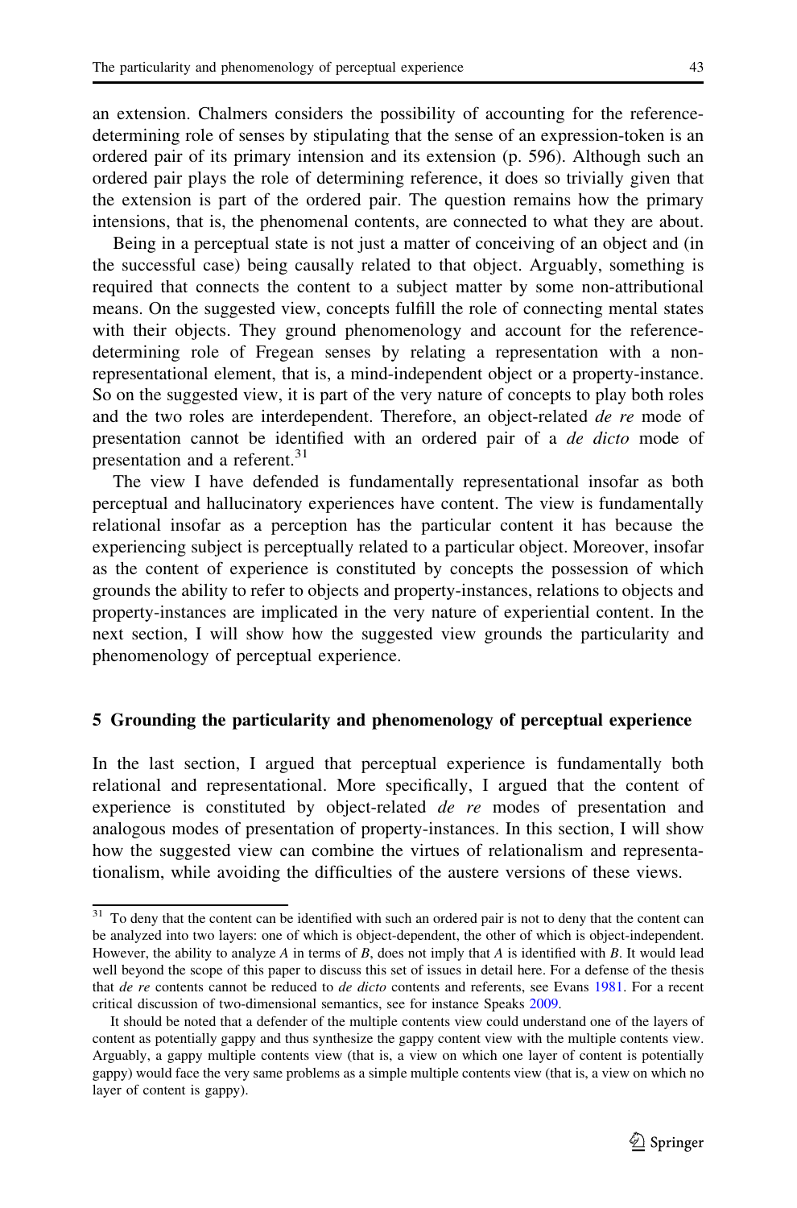an extension. Chalmers considers the possibility of accounting for the reference-determining role of senses by stipulating that the sense of an expression-token is an ordered pair of its primary intension and its extension (p. 596). Although such an ordered pair plays the role of determining reference, it does so trivially given that the extension is part of the ordered pair. The question remains how the primary intensions, that is, the phenomenal contents, are connected to what they are about.

Being in a perceptual state is not just a matter of conceiving of an object and (in the successful case) being causally related to that object. Arguably, something is required that connects the content to a subject matter by some non-attributional means. On the suggested view, concepts fulfill the role of connecting mental states with their objects. They ground phenomenology and account for the reference-determining role of Fregean senses by relating a representation with a non-representational element, that is, a mind-independent object or a property-instance. So on the suggested view, it is part of the very nature of concepts to play both roles and the two roles are interdependent. Therefore, an object-related *de re* mode of presentation cannot be identified with an ordered pair of a *de dicto* mode of presentation and a referent.[31]

The view I have defended is fundamentally representational insofar as both perceptual and hallucinatory experiences have content. The view is fundamentally relational insofar as a perception has the particular content it has because the experiencing subject is perceptually related to a particular object. Moreover, insofar as the content of experience is constituted by concepts the possession of which grounds the ability to refer to objects and property-instances, relations to objects and property-instances are implicated in the very nature of experiential content. In the next section, I will show how the suggested view grounds the particularity and phenomenology of perceptual experience.

## 5 Grounding the particularity and phenomenology of perceptual experience

In the last section, I argued that perceptual experience is fundamentally both relational and representational. More specifically, I argued that the content of experience is constituted by object-related *de re* modes of presentation and analogous modes of presentation of property-instances. In this section, I will show how the suggested view can combine the virtues of relationalism and representationalism, while avoiding the difficulties of the austere versions of these views.

---

[31] To deny that the content can be identified with such an ordered pair is not to deny that the content can be analyzed into two layers: one of which is object-dependent, the other of which is object-independent. However, the ability to analyze *A* in terms of *B*, does not imply that *A* is identified with *B*. It would lead well beyond the scope of this paper to discuss this set of issues in detail here. For a defense of the thesis that *de re* contents cannot be reduced to *de dicto* contents and referents, see Evans 1981. For a recent critical discussion of two-dimensional semantics, see for instance Speaks 2009.

It should be noted that a defender of the multiple contents view could understand one of the layers of content as potentially gappy and thus synthesize the gappy content view with the multiple contents view. Arguably, a gappy multiple contents view (that is, a view on which one layer of content is potentially gappy) would face the very same problems as a simple multiple contents view (that is, a view on which no layer of content is gappy).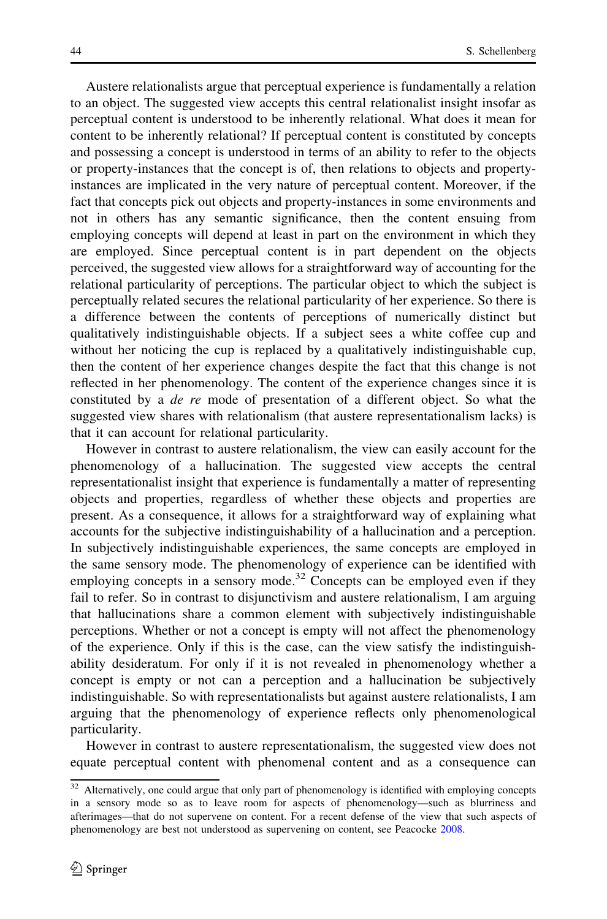Austere relationalists argue that perceptual experience is fundamentally a relation to an object. The suggested view accepts this central relationalist insight insofar as perceptual content is understood to be inherently relational. What does it mean for content to be inherently relational? If perceptual content is constituted by concepts and possessing a concept is understood in terms of an ability to refer to the objects or property-instances that the concept is of, then relations to objects and property-instances are implicated in the very nature of perceptual content. Moreover, if the fact that concepts pick out objects and property-instances in some environments and not in others has any semantic significance, then the content ensuing from employing concepts will depend at least in part on the environment in which they are employed. Since perceptual content is in part dependent on the objects perceived, the suggested view allows for a straightforward way of accounting for the relational particularity of perceptions. The particular object to which the subject is perceptually related secures the relational particularity of her experience. So there is a difference between the contents of perceptions of numerically distinct but qualitatively indistinguishable objects. If a subject sees a white coffee cup and without her noticing the cup is replaced by a qualitatively indistinguishable cup, then the content of her experience changes despite the fact that this change is not reflected in her phenomenology. The content of the experience changes since it is constituted by a *de re* mode of presentation of a different object. So what the suggested view shares with relationalism (that austere representationalism lacks) is that it can account for relational particularity.

However in contrast to austere relationalism, the view can easily account for the phenomenology of a hallucination. The suggested view accepts the central representationalist insight that experience is fundamentally a matter of representing objects and properties, regardless of whether these objects and properties are present. As a consequence, it allows for a straightforward way of explaining what accounts for the subjective indistinguishability of a hallucination and a perception. In subjectively indistinguishable experiences, the same concepts are employed in the same sensory mode. The phenomenology of experience can be identified with employing concepts in a sensory mode.[32] Concepts can be employed even if they fail to refer. So in contrast to disjunctivism and austere relationalism, I am arguing that hallucinations share a common element with subjectively indistinguishable perceptions. Whether or not a concept is empty will not affect the phenomenology of the experience. Only if this is the case, can the view satisfy the indistinguishability desideratum. For only if it is not revealed in phenomenology whether a concept is empty or not can a perception and a hallucination be subjectively indistinguishable. So with representationalists but against austere relationalists, I am arguing that the phenomenology of experience reflects only phenomenological particularity.

However in contrast to austere representationalism, the suggested view does not equate perceptual content with phenomenal content and as a consequence can

---

[32] Alternatively, one could argue that only part of phenomenology is identified with employing concepts in a sensory mode so as to leave room for aspects of phenomenology—such as blurriness and afterimages—that do not supervene on content. For a recent defense of the view that such aspects of phenomenology are best not understood as supervening on content, see Peacocke 2008.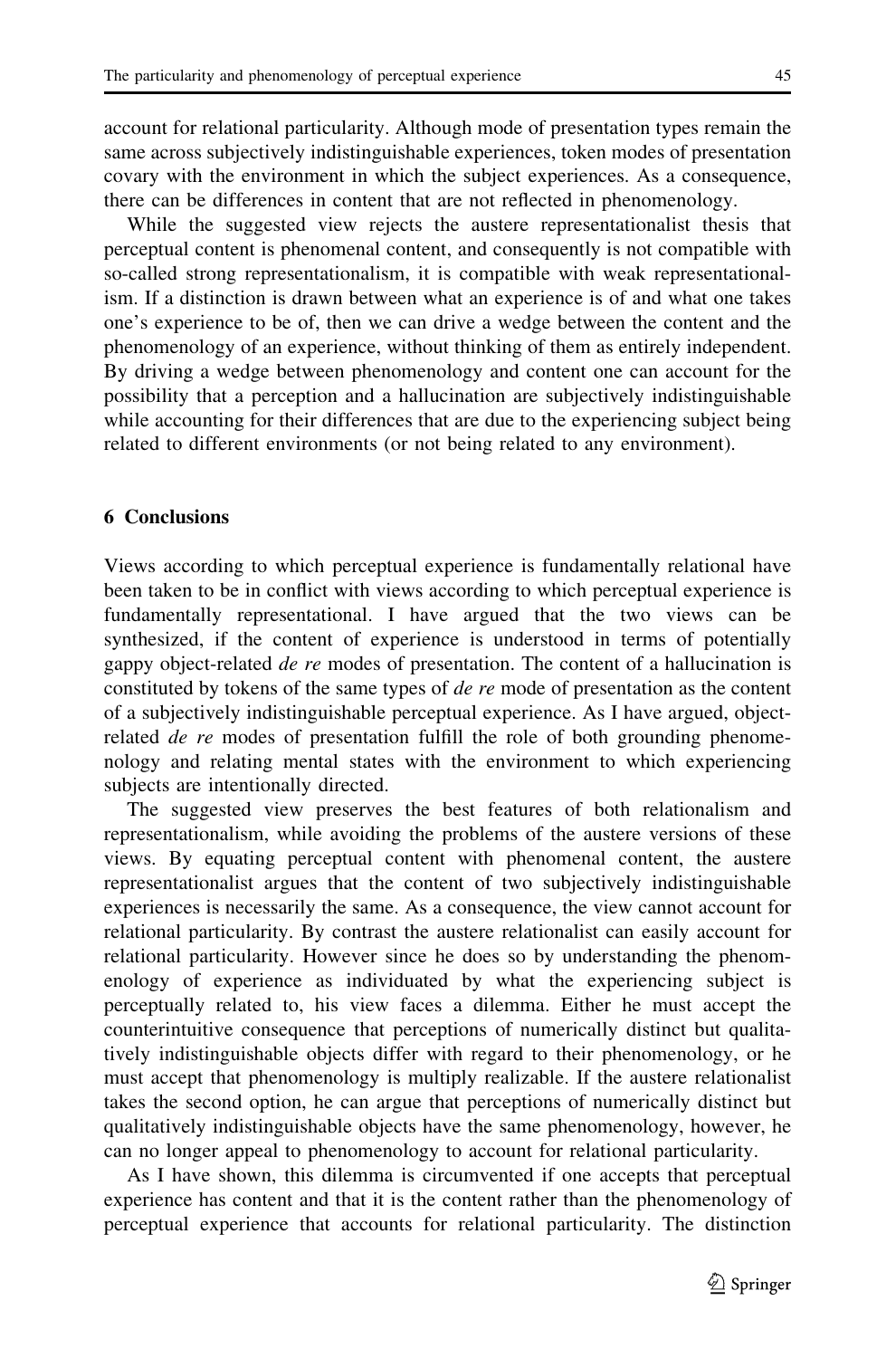account for relational particularity. Although mode of presentation types remain the same across subjectively indistinguishable experiences, token modes of presentation covary with the environment in which the subject experiences. As a consequence, there can be differences in content that are not reflected in phenomenology.

While the suggested view rejects the austere representationalist thesis that perceptual content is phenomenal content, and consequently is not compatible with so-called strong representationalism, it is compatible with weak representationalism. If a distinction is drawn between what an experience is of and what one takes one's experience to be of, then we can drive a wedge between the content and the phenomenology of an experience, without thinking of them as entirely independent. By driving a wedge between phenomenology and content one can account for the possibility that a perception and a hallucination are subjectively indistinguishable while accounting for their differences that are due to the experiencing subject being related to different environments (or not being related to any environment).

## 6 Conclusions

Views according to which perceptual experience is fundamentally relational have been taken to be in conflict with views according to which perceptual experience is fundamentally representational. I have argued that the two views can be synthesized, if the content of experience is understood in terms of potentially gappy object-related *de re* modes of presentation. The content of a hallucination is constituted by tokens of the same types of *de re* mode of presentation as the content of a subjectively indistinguishable perceptual experience. As I have argued, object-related *de re* modes of presentation fulfill the role of both grounding phenomenology and relating mental states with the environment to which experiencing subjects are intentionally directed.

The suggested view preserves the best features of both relationalism and representationalism, while avoiding the problems of the austere versions of these views. By equating perceptual content with phenomenal content, the austere representationalist argues that the content of two subjectively indistinguishable experiences is necessarily the same. As a consequence, the view cannot account for relational particularity. By contrast the austere relationalist can easily account for relational particularity. However since he does so by understanding the phenomenology of experience as individuated by what the experiencing subject is perceptually related to, his view faces a dilemma. Either he must accept the counterintuitive consequence that perceptions of numerically distinct but qualitatively indistinguishable objects differ with regard to their phenomenology, or he must accept that phenomenology is multiply realizable. If the austere relationalist takes the second option, he can argue that perceptions of numerically distinct but qualitatively indistinguishable objects have the same phenomenology, however, he can no longer appeal to phenomenology to account for relational particularity.

As I have shown, this dilemma is circumvented if one accepts that perceptual experience has content and that it is the content rather than the phenomenology of perceptual experience that accounts for relational particularity. The distinction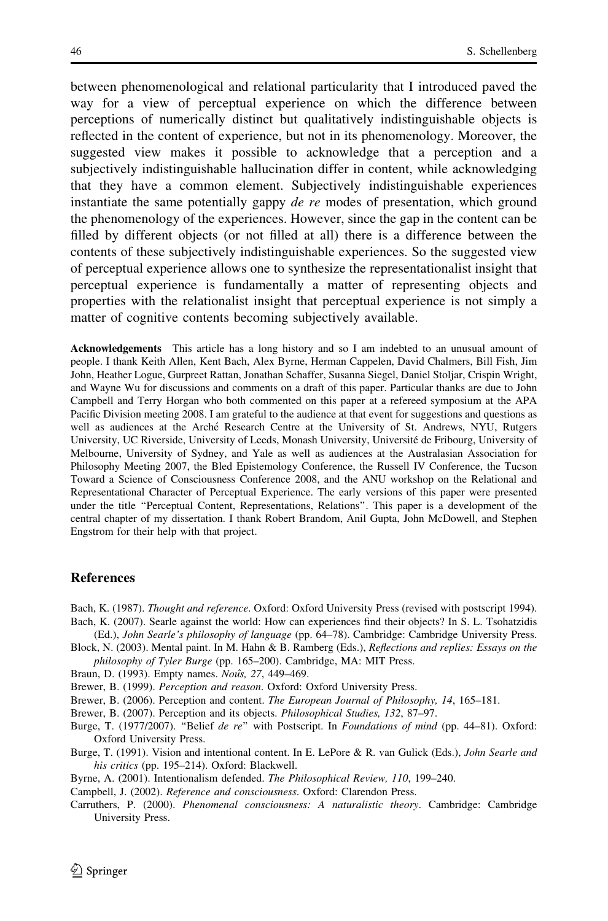between phenomenological and relational particularity that I introduced paved the way for a view of perceptual experience on which the difference between perceptions of numerically distinct but qualitatively indistinguishable objects is reflected in the content of experience, but not in its phenomenology. Moreover, the suggested view makes it possible to acknowledge that a perception and a subjectively indistinguishable hallucination differ in content, while acknowledging that they have a common element. Subjectively indistinguishable experiences instantiate the same potentially gappy *de re* modes of presentation, which ground the phenomenology of the experiences. However, since the gap in the content can be filled by different objects (or not filled at all) there is a difference between the contents of these subjectively indistinguishable experiences. So the suggested view of perceptual experience allows one to synthesize the representationalist insight that perceptual experience is fundamentally a matter of representing objects and properties with the relationalist insight that perceptual experience is not simply a matter of cognitive contents becoming subjectively available.

**Acknowledgements** This article has a long history and so I am indebted to an unusual amount of people. I thank Keith Allen, Kent Bach, Alex Byrne, Herman Cappelen, David Chalmers, Bill Fish, Jim John, Heather Logue, Gurpreet Rattan, Jonathan Schaffer, Susanna Siegel, Daniel Stoljar, Crispin Wright, and Wayne Wu for discussions and comments on a draft of this paper. Particular thanks are due to John Campbell and Terry Horgan who both commented on this paper at a refereed symposium at the APA Pacific Division meeting 2008. I am grateful to the audience at that event for suggestions and questions as well as audiences at the Arché Research Centre at the University of St. Andrews, NYU, Rutgers University, UC Riverside, University of Leeds, Monash University, Université de Fribourg, University of Melbourne, University of Sydney, and Yale as well as audiences at the Australasian Association for Philosophy Meeting 2007, the Bled Epistemology Conference, the Russell IV Conference, the Tucson Toward a Science of Consciousness Conference 2008, and the ANU workshop on the Relational and Representational Character of Perceptual Experience. The early versions of this paper were presented under the title "Perceptual Content, Representations, Relations". This paper is a development of the central chapter of my dissertation. I thank Robert Brandom, Anil Gupta, John McDowell, and Stephen Engstrom for their help with that project.

## References

Bach, K. (1987). *Thought and reference*. Oxford: Oxford University Press (revised with postscript 1994).

Bach, K. (2007). Searle against the world: How can experiences find their objects? In S. L. Tsohatzidis (Ed.), *John Searle's philosophy of language* (pp. 64–78). Cambridge: Cambridge University Press.

Block, N. (2003). Mental paint. In M. Hahn & B. Ramberg (Eds.), *Reflections and replies: Essays on the philosophy of Tyler Burge* (pp. 165–200). Cambridge, MA: MIT Press.

Braun, D. (1993). Empty names. *Noûs, 27*, 449–469.

Brewer, B. (1999). *Perception and reason*. Oxford: Oxford University Press.

Brewer, B. (2006). Perception and content. *The European Journal of Philosophy, 14*, 165–181.

Brewer, B. (2007). Perception and its objects. *Philosophical Studies, 132*, 87–97.

Burge, T. (1977/2007). "Belief *de re*" with Postscript. In *Foundations of mind* (pp. 44–81). Oxford: Oxford University Press.

Burge, T. (1991). Vision and intentional content. In E. LePore & R. van Gulick (Eds.), *John Searle and his critics* (pp. 195–214). Oxford: Blackwell.

Byrne, A. (2001). Intentionalism defended. *The Philosophical Review, 110*, 199–240.

Campbell, J. (2002). *Reference and consciousness*. Oxford: Clarendon Press.

Carruthers, P. (2000). *Phenomenal consciousness: A naturalistic theory*. Cambridge: Cambridge University Press.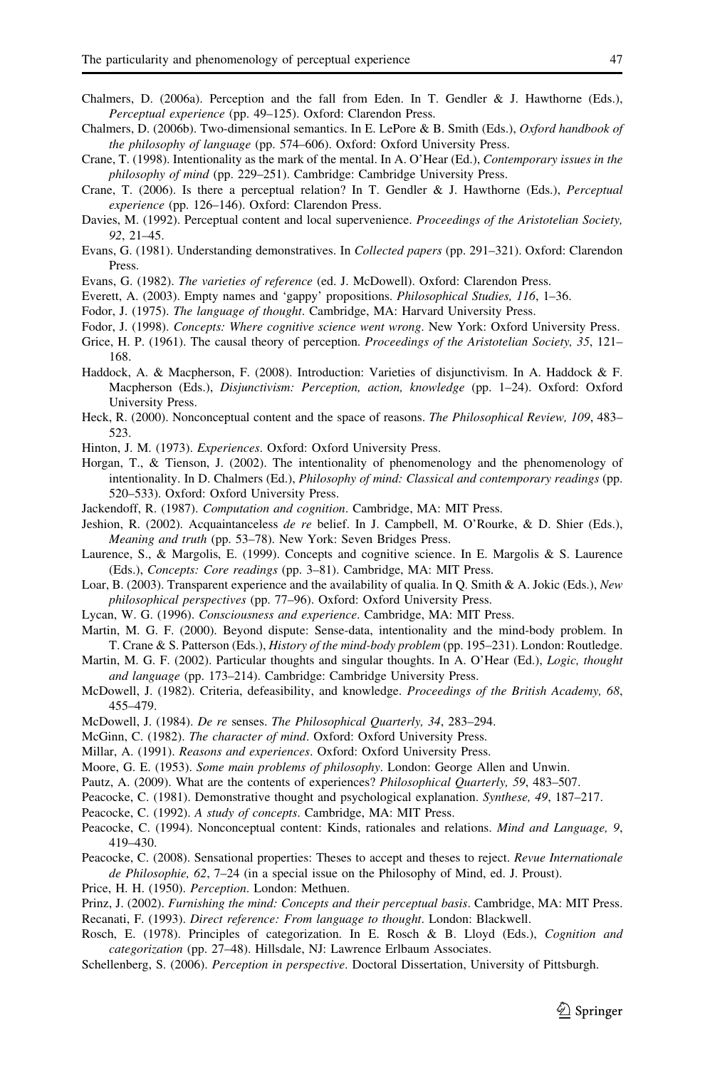Chalmers, D. (2006a). Perception and the fall from Eden. In T. Gendler & J. Hawthorne (Eds.), *Perceptual experience* (pp. 49–125). Oxford: Clarendon Press.

Chalmers, D. (2006b). Two-dimensional semantics. In E. LePore & B. Smith (Eds.), *Oxford handbook of the philosophy of language* (pp. 574–606). Oxford: Oxford University Press.

Crane, T. (1998). Intentionality as the mark of the mental. In A. O'Hear (Ed.), *Contemporary issues in the philosophy of mind* (pp. 229–251). Cambridge: Cambridge University Press.

Crane, T. (2006). Is there a perceptual relation? In T. Gendler & J. Hawthorne (Eds.), *Perceptual experience* (pp. 126–146). Oxford: Clarendon Press.

Davies, M. (1992). Perceptual content and local supervenience. *Proceedings of the Aristotelian Society, 92*, 21–45.

Evans, G. (1981). Understanding demonstratives. In *Collected papers* (pp. 291–321). Oxford: Clarendon Press.

Evans, G. (1982). *The varieties of reference* (ed. J. McDowell). Oxford: Clarendon Press.

Everett, A. (2003). Empty names and 'gappy' propositions. *Philosophical Studies, 116*, 1–36.

Fodor, J. (1975). *The language of thought*. Cambridge, MA: Harvard University Press.

Fodor, J. (1998). *Concepts: Where cognitive science went wrong*. New York: Oxford University Press.

Grice, H. P. (1961). The causal theory of perception. *Proceedings of the Aristotelian Society, 35*, 121–168.

Haddock, A. & Macpherson, F. (2008). Introduction: Varieties of disjunctivism. In A. Haddock & F. Macpherson (Eds.), *Disjunctivism: Perception, action, knowledge* (pp. 1–24). Oxford: Oxford University Press.

Heck, R. (2000). Nonconceptual content and the space of reasons. *The Philosophical Review, 109*, 483–523.

Hinton, J. M. (1973). *Experiences*. Oxford: Oxford University Press.

Horgan, T., & Tienson, J. (2002). The intentionality of phenomenology and the phenomenology of intentionality. In D. Chalmers (Ed.), *Philosophy of mind: Classical and contemporary readings* (pp. 520–533). Oxford: Oxford University Press.

Jackendoff, R. (1987). *Computation and cognition*. Cambridge, MA: MIT Press.

Jeshion, R. (2002). Acquaintanceless *de re* belief. In J. Campbell, M. O'Rourke, & D. Shier (Eds.), *Meaning and truth* (pp. 53–78). New York: Seven Bridges Press.

Laurence, S., & Margolis, E. (1999). Concepts and cognitive science. In E. Margolis & S. Laurence (Eds.), *Concepts: Core readings* (pp. 3–81). Cambridge, MA: MIT Press.

Loar, B. (2003). Transparent experience and the availability of qualia. In Q. Smith & A. Jokic (Eds.), *New philosophical perspectives* (pp. 77–96). Oxford: Oxford University Press.

Lycan, W. G. (1996). *Consciousness and experience*. Cambridge, MA: MIT Press.

Martin, M. G. F. (2000). Beyond dispute: Sense-data, intentionality and the mind-body problem. In T. Crane & S. Patterson (Eds.), *History of the mind-body problem* (pp. 195–231). London: Routledge.

Martin, M. G. F. (2002). Particular thoughts and singular thoughts. In A. O'Hear (Ed.), *Logic, thought and language* (pp. 173–214). Cambridge: Cambridge University Press.

McDowell, J. (1982). Criteria, defeasibility, and knowledge. *Proceedings of the British Academy, 68*, 455–479.

McDowell, J. (1984). *De re* senses. *The Philosophical Quarterly, 34*, 283–294.

McGinn, C. (1982). *The character of mind*. Oxford: Oxford University Press.

Millar, A. (1991). *Reasons and experiences*. Oxford: Oxford University Press.

Moore, G. E. (1953). *Some main problems of philosophy*. London: George Allen and Unwin.

Pautz, A. (2009). What are the contents of experiences? *Philosophical Quarterly, 59*, 483–507.

Peacocke, C. (1981). Demonstrative thought and psychological explanation. *Synthese, 49*, 187–217.

Peacocke, C. (1992). *A study of concepts*. Cambridge, MA: MIT Press.

Peacocke, C. (1994). Nonconceptual content: Kinds, rationales and relations. *Mind and Language, 9*, 419–430.

Peacocke, C. (2008). Sensational properties: Theses to accept and theses to reject. *Revue Internationale de Philosophie, 62*, 7–24 (in a special issue on the Philosophy of Mind, ed. J. Proust).

Price, H. H. (1950). *Perception*. London: Methuen.

Prinz, J. (2002). *Furnishing the mind: Concepts and their perceptual basis*. Cambridge, MA: MIT Press.

Recanati, F. (1993). *Direct reference: From language to thought*. London: Blackwell.

Rosch, E. (1978). Principles of categorization. In E. Rosch & B. Lloyd (Eds.), *Cognition and categorization* (pp. 27–48). Hillsdale, NJ: Lawrence Erlbaum Associates.

Schellenberg, S. (2006). *Perception in perspective*. Doctoral Dissertation, University of Pittsburgh.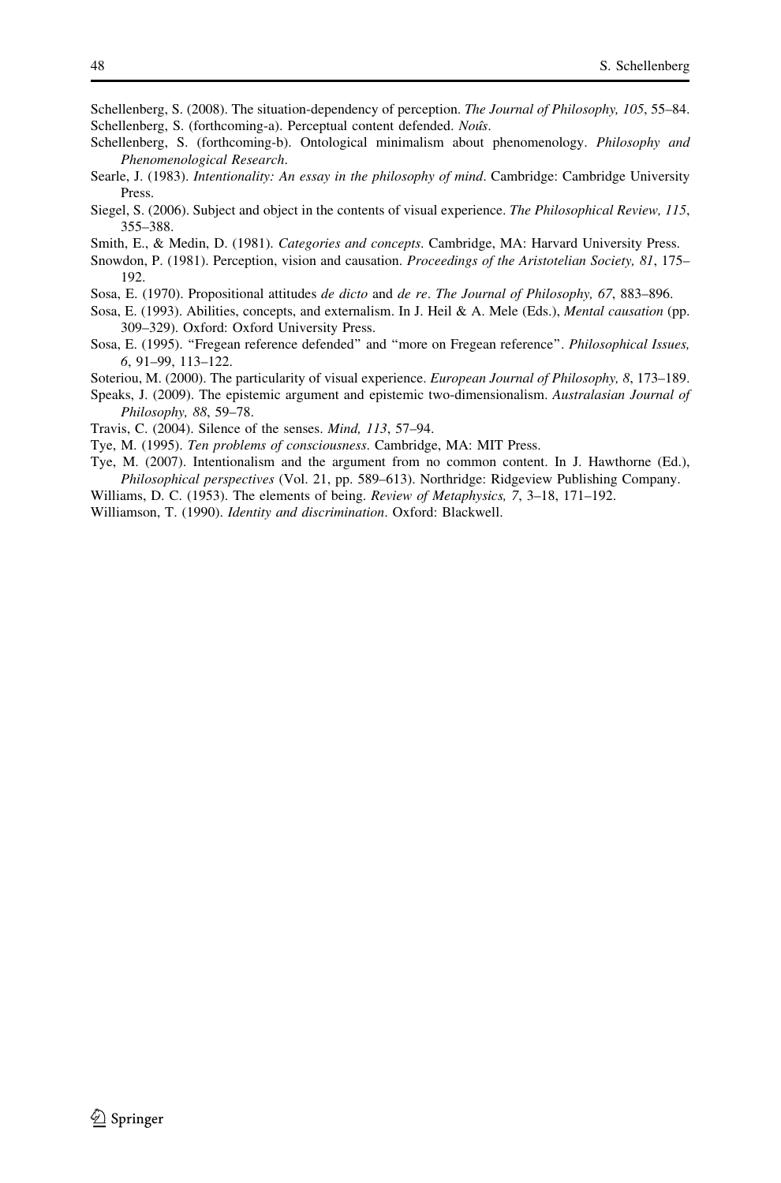Schellenberg, S. (2008). The situation-dependency of perception. *The Journal of Philosophy, 105*, 55–84.

Schellenberg, S. (forthcoming-a). Perceptual content defended. *Noûs*.

Schellenberg, S. (forthcoming-b). Ontological minimalism about phenomenology. *Philosophy and Phenomenological Research*.

Searle, J. (1983). *Intentionality: An essay in the philosophy of mind*. Cambridge: Cambridge University Press.

Siegel, S. (2006). Subject and object in the contents of visual experience. *The Philosophical Review, 115*, 355–388.

Smith, E., & Medin, D. (1981). *Categories and concepts*. Cambridge, MA: Harvard University Press.

Snowdon, P. (1981). Perception, vision and causation. *Proceedings of the Aristotelian Society, 81*, 175–192.

Sosa, E. (1970). Propositional attitudes *de dicto* and *de re*. *The Journal of Philosophy, 67*, 883–896.

Sosa, E. (1993). Abilities, concepts, and externalism. In J. Heil & A. Mele (Eds.), *Mental causation* (pp. 309–329). Oxford: Oxford University Press.

Sosa, E. (1995). "Fregean reference defended" and "more on Fregean reference". *Philosophical Issues, 6*, 91–99, 113–122.

Soteriou, M. (2000). The particularity of visual experience. *European Journal of Philosophy, 8*, 173–189.

Speaks, J. (2009). The epistemic argument and epistemic two-dimensionalism. *Australasian Journal of Philosophy, 88*, 59–78.

Travis, C. (2004). Silence of the senses. *Mind, 113*, 57–94.

Tye, M. (1995). *Ten problems of consciousness*. Cambridge, MA: MIT Press.

Tye, M. (2007). Intentionalism and the argument from no common content. In J. Hawthorne (Ed.), *Philosophical perspectives* (Vol. 21, pp. 589–613). Northridge: Ridgeview Publishing Company.

Williams, D. C. (1953). The elements of being. *Review of Metaphysics, 7*, 3–18, 171–192.

Williamson, T. (1990). *Identity and discrimination*. Oxford: Blackwell.